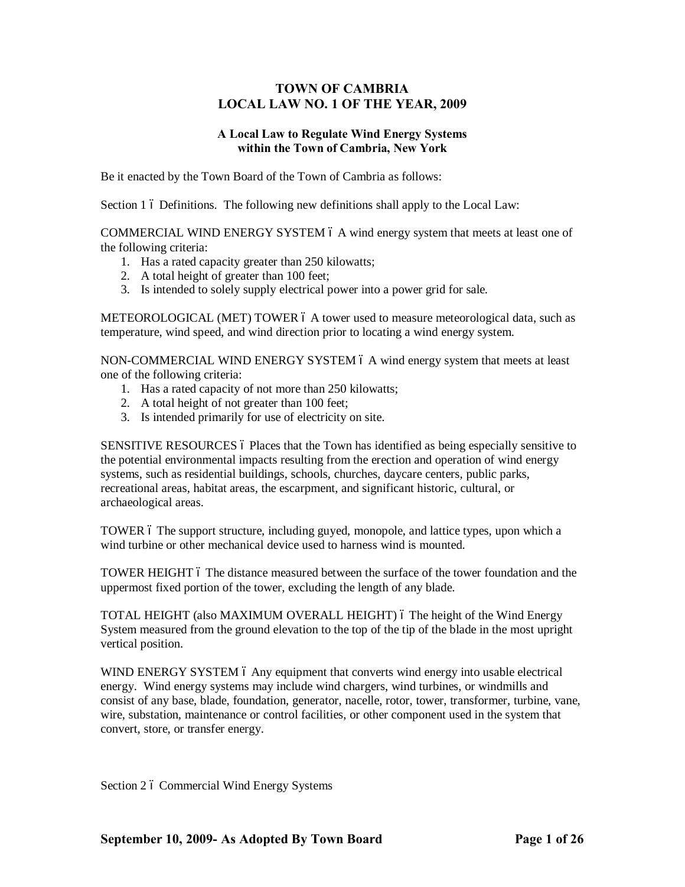# TOWN OF CAMBRIA
# LOCAL LAW NO. 1 OF THE YEAR, 2009

### A Local Law to Regulate Wind Energy Systems within the Town of Cambria, New York

Be it enacted by the Town Board of the Town of Cambria as follows:

Section 1 – Definitions. The following new definitions shall apply to the Local Law:

COMMERCIAL WIND ENERGY SYSTEM – A wind energy system that meets at least one of the following criteria:

1. Has a rated capacity greater than 250 kilowatts;
2. A total height of greater than 100 feet;
3. Is intended to solely supply electrical power into a power grid for sale.

METEOROLOGICAL (MET) TOWER – A tower used to measure meteorological data, such as temperature, wind speed, and wind direction prior to locating a wind energy system.

NON-COMMERCIAL WIND ENERGY SYSTEM – A wind energy system that meets at least one of the following criteria:

1. Has a rated capacity of not more than 250 kilowatts;
2. A total height of not greater than 100 feet;
3. Is intended primarily for use of electricity on site.

SENSITIVE RESOURCES – Places that the Town has identified as being especially sensitive to the potential environmental impacts resulting from the erection and operation of wind energy systems, such as residential buildings, schools, churches, daycare centers, public parks, recreational areas, habitat areas, the escarpment, and significant historic, cultural, or archaeological areas.

TOWER – The support structure, including guyed, monopole, and lattice types, upon which a wind turbine or other mechanical device used to harness wind is mounted.

TOWER HEIGHT – The distance measured between the surface of the tower foundation and the uppermost fixed portion of the tower, excluding the length of any blade.

TOTAL HEIGHT (also MAXIMUM OVERALL HEIGHT) – The height of the Wind Energy System measured from the ground elevation to the top of the tip of the blade in the most upright vertical position.

WIND ENERGY SYSTEM – Any equipment that converts wind energy into usable electrical energy. Wind energy systems may include wind chargers, wind turbines, or windmills and consist of any base, blade, foundation, generator, nacelle, rotor, tower, transformer, turbine, vane, wire, substation, maintenance or control facilities, or other component used in the system that convert, store, or transfer energy.

Section 2 – Commercial Wind Energy Systems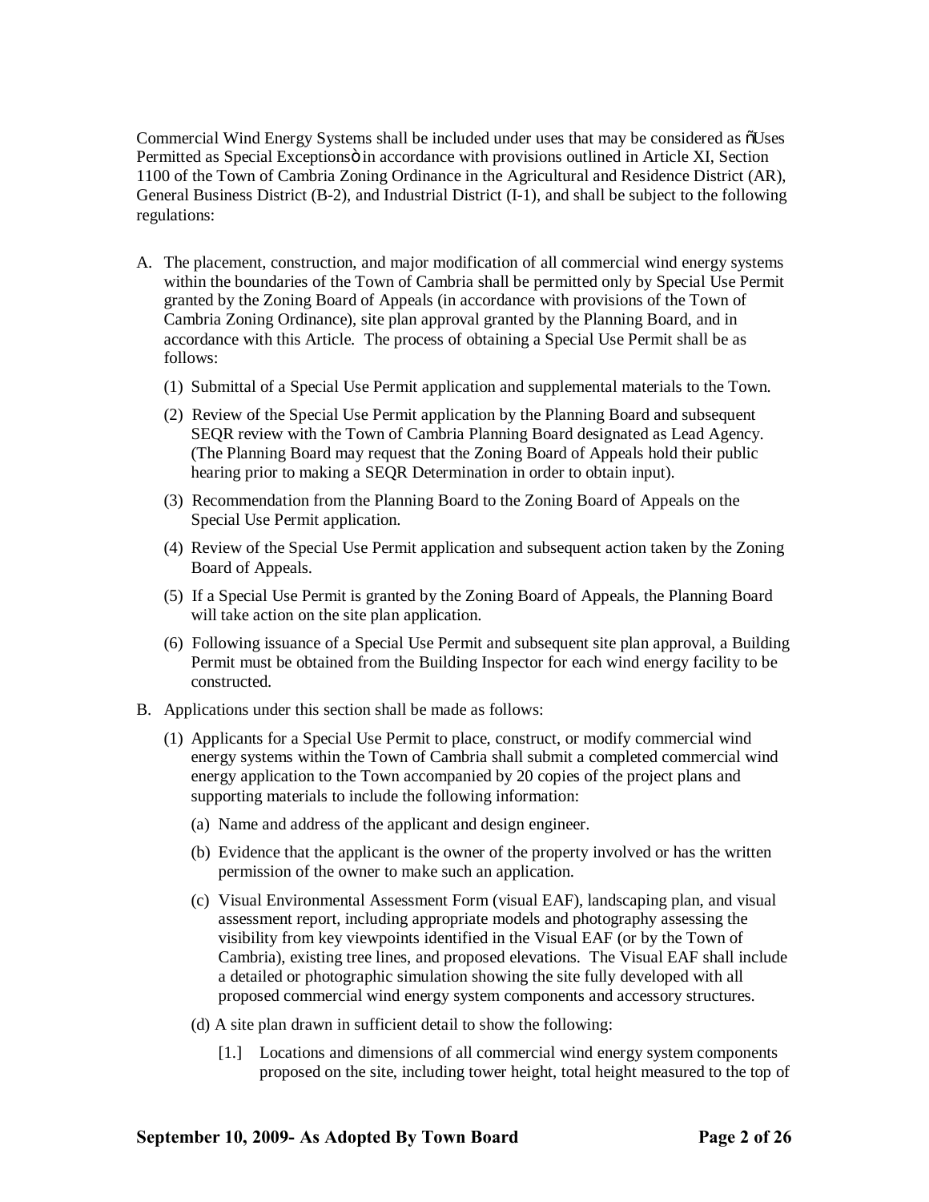Commercial Wind Energy Systems shall be included under uses that may be considered as õUses Permitted as Special Exceptionsö in accordance with provisions outlined in Article XI, Section 1100 of the Town of Cambria Zoning Ordinance in the Agricultural and Residence District (AR), General Business District (B-2), and Industrial District (I-1), and shall be subject to the following regulations:

A. The placement, construction, and major modification of all commercial wind energy systems within the boundaries of the Town of Cambria shall be permitted only by Special Use Permit granted by the Zoning Board of Appeals (in accordance with provisions of the Town of Cambria Zoning Ordinance), site plan approval granted by the Planning Board, and in accordance with this Article. The process of obtaining a Special Use Permit shall be as follows:

   (1) Submittal of a Special Use Permit application and supplemental materials to the Town.

   (2) Review of the Special Use Permit application by the Planning Board and subsequent SEQR review with the Town of Cambria Planning Board designated as Lead Agency. (The Planning Board may request that the Zoning Board of Appeals hold their public hearing prior to making a SEQR Determination in order to obtain input).

   (3) Recommendation from the Planning Board to the Zoning Board of Appeals on the Special Use Permit application.

   (4) Review of the Special Use Permit application and subsequent action taken by the Zoning Board of Appeals.

   (5) If a Special Use Permit is granted by the Zoning Board of Appeals, the Planning Board will take action on the site plan application.

   (6) Following issuance of a Special Use Permit and subsequent site plan approval, a Building Permit must be obtained from the Building Inspector for each wind energy facility to be constructed.

B. Applications under this section shall be made as follows:

   (1) Applicants for a Special Use Permit to place, construct, or modify commercial wind energy systems within the Town of Cambria shall submit a completed commercial wind energy application to the Town accompanied by 20 copies of the project plans and supporting materials to include the following information:

      (a) Name and address of the applicant and design engineer.

      (b) Evidence that the applicant is the owner of the property involved or has the written permission of the owner to make such an application.

      (c) Visual Environmental Assessment Form (visual EAF), landscaping plan, and visual assessment report, including appropriate models and photography assessing the visibility from key viewpoints identified in the Visual EAF (or by the Town of Cambria), existing tree lines, and proposed elevations. The Visual EAF shall include a detailed or photographic simulation showing the site fully developed with all proposed commercial wind energy system components and accessory structures.

      (d) A site plan drawn in sufficient detail to show the following:

         [1.] Locations and dimensions of all commercial wind energy system components proposed on the site, including tower height, total height measured to the top of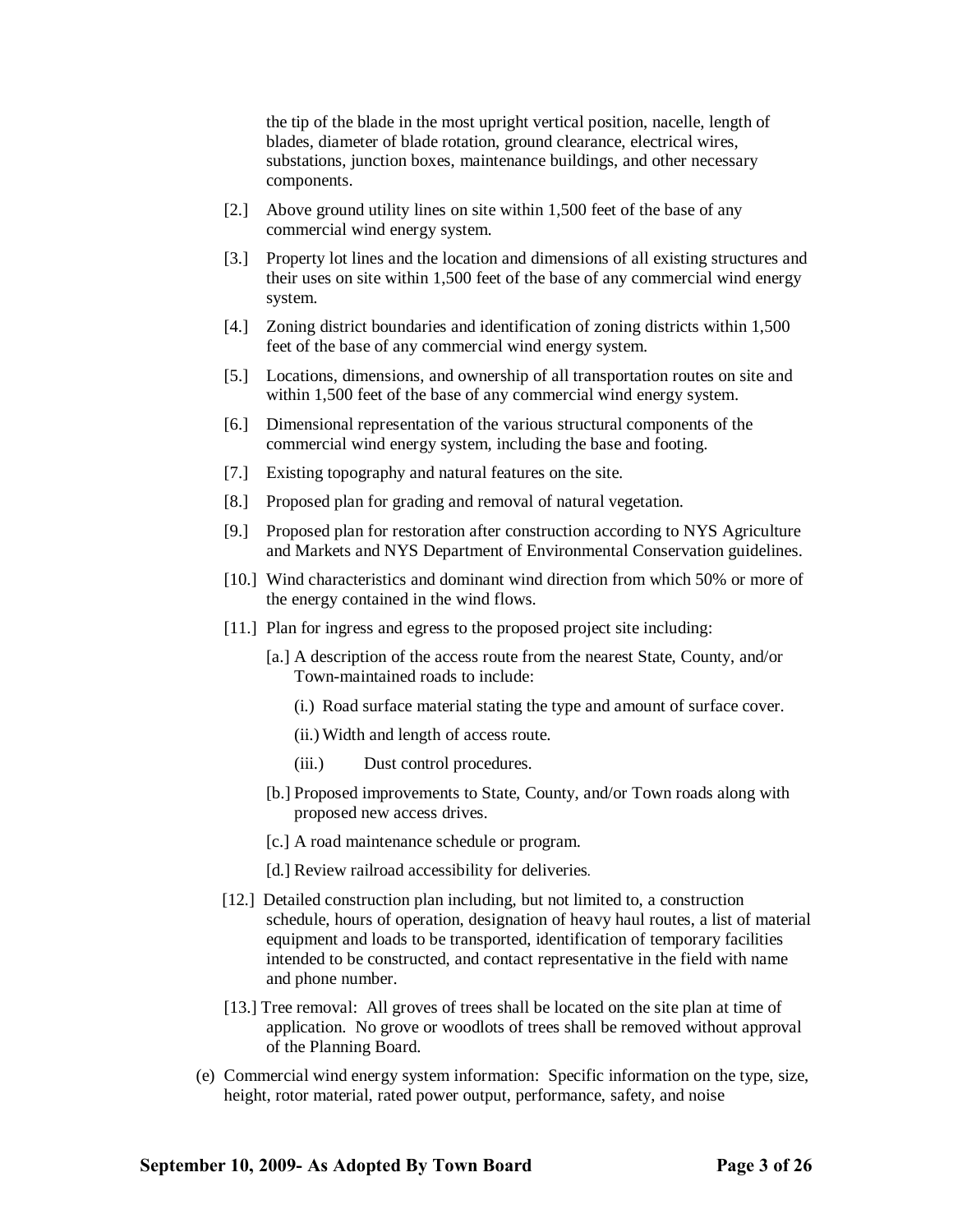the tip of the blade in the most upright vertical position, nacelle, length of blades, diameter of blade rotation, ground clearance, electrical wires, substations, junction boxes, maintenance buildings, and other necessary components.

[2.] Above ground utility lines on site within 1,500 feet of the base of any commercial wind energy system.

[3.] Property lot lines and the location and dimensions of all existing structures and their uses on site within 1,500 feet of the base of any commercial wind energy system.

[4.] Zoning district boundaries and identification of zoning districts within 1,500 feet of the base of any commercial wind energy system.

[5.] Locations, dimensions, and ownership of all transportation routes on site and within 1,500 feet of the base of any commercial wind energy system.

[6.] Dimensional representation of the various structural components of the commercial wind energy system, including the base and footing.

[7.] Existing topography and natural features on the site.

[8.] Proposed plan for grading and removal of natural vegetation.

[9.] Proposed plan for restoration after construction according to NYS Agriculture and Markets and NYS Department of Environmental Conservation guidelines.

[10.] Wind characteristics and dominant wind direction from which 50% or more of the energy contained in the wind flows.

[11.] Plan for ingress and egress to the proposed project site including:

[a.] A description of the access route from the nearest State, County, and/or Town-maintained roads to include:

(i.) Road surface material stating the type and amount of surface cover.

(ii.) Width and length of access route.

(iii.) Dust control procedures.

[b.] Proposed improvements to State, County, and/or Town roads along with proposed new access drives.

[c.] A road maintenance schedule or program.

[d.] Review railroad accessibility for deliveries.

[12.] Detailed construction plan including, but not limited to, a construction schedule, hours of operation, designation of heavy haul routes, a list of material equipment and loads to be transported, identification of temporary facilities intended to be constructed, and contact representative in the field with name and phone number.

[13.] Tree removal: All groves of trees shall be located on the site plan at time of application. No grove or woodlots of trees shall be removed without approval of the Planning Board.

(e) Commercial wind energy system information: Specific information on the type, size, height, rotor material, rated power output, performance, safety, and noise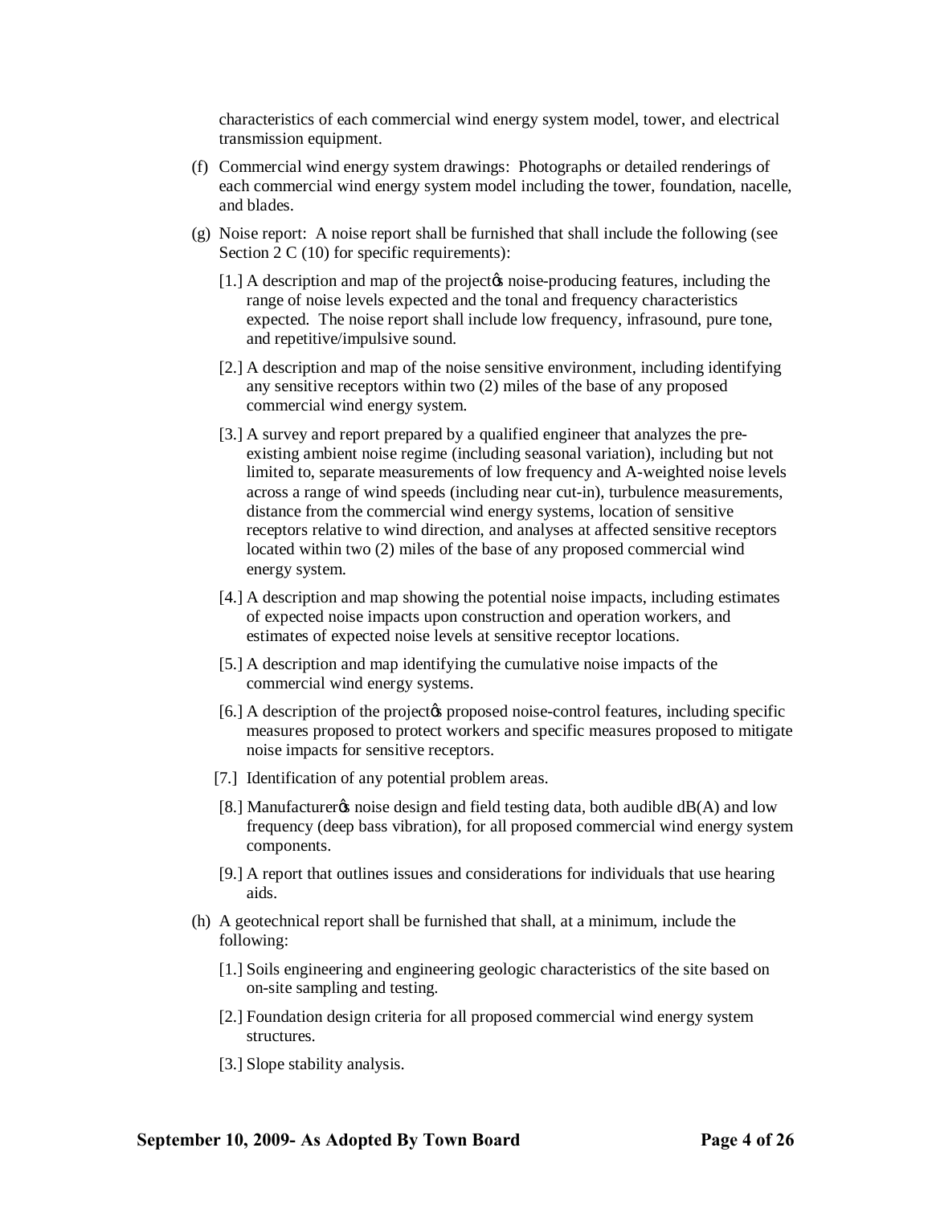characteristics of each commercial wind energy system model, tower, and electrical transmission equipment.

(f) Commercial wind energy system drawings: Photographs or detailed renderings of each commercial wind energy system model including the tower, foundation, nacelle, and blades.

(g) Noise report: A noise report shall be furnished that shall include the following (see Section 2 C (10) for specific requirements):

[1.] A description and map of the project's noise-producing features, including the range of noise levels expected and the tonal and frequency characteristics expected. The noise report shall include low frequency, infrasound, pure tone, and repetitive/impulsive sound.

[2.] A description and map of the noise sensitive environment, including identifying any sensitive receptors within two (2) miles of the base of any proposed commercial wind energy system.

[3.] A survey and report prepared by a qualified engineer that analyzes the pre-existing ambient noise regime (including seasonal variation), including but not limited to, separate measurements of low frequency and A-weighted noise levels across a range of wind speeds (including near cut-in), turbulence measurements, distance from the commercial wind energy systems, location of sensitive receptors relative to wind direction, and analyses at affected sensitive receptors located within two (2) miles of the base of any proposed commercial wind energy system.

[4.] A description and map showing the potential noise impacts, including estimates of expected noise impacts upon construction and operation workers, and estimates of expected noise levels at sensitive receptor locations.

[5.] A description and map identifying the cumulative noise impacts of the commercial wind energy systems.

[6.] A description of the project's proposed noise-control features, including specific measures proposed to protect workers and specific measures proposed to mitigate noise impacts for sensitive receptors.

[7.] Identification of any potential problem areas.

[8.] Manufacturer's noise design and field testing data, both audible dB(A) and low frequency (deep bass vibration), for all proposed commercial wind energy system components.

[9.] A report that outlines issues and considerations for individuals that use hearing aids.

(h) A geotechnical report shall be furnished that shall, at a minimum, include the following:

[1.] Soils engineering and engineering geologic characteristics of the site based on on-site sampling and testing.

[2.] Foundation design criteria for all proposed commercial wind energy system structures.

[3.] Slope stability analysis.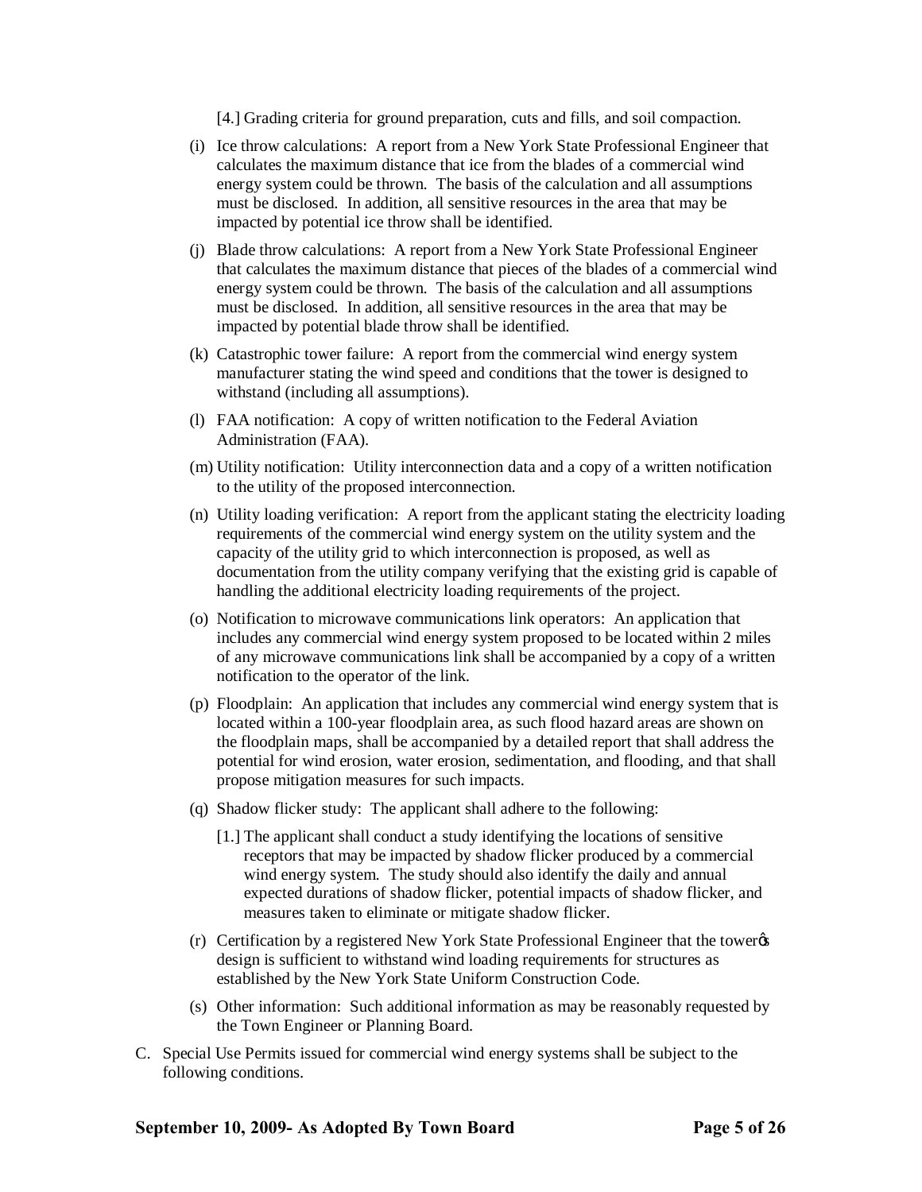[4.] Grading criteria for ground preparation, cuts and fills, and soil compaction.

(i) Ice throw calculations: A report from a New York State Professional Engineer that calculates the maximum distance that ice from the blades of a commercial wind energy system could be thrown. The basis of the calculation and all assumptions must be disclosed. In addition, all sensitive resources in the area that may be impacted by potential ice throw shall be identified.

(j) Blade throw calculations: A report from a New York State Professional Engineer that calculates the maximum distance that pieces of the blades of a commercial wind energy system could be thrown. The basis of the calculation and all assumptions must be disclosed. In addition, all sensitive resources in the area that may be impacted by potential blade throw shall be identified.

(k) Catastrophic tower failure: A report from the commercial wind energy system manufacturer stating the wind speed and conditions that the tower is designed to withstand (including all assumptions).

(l) FAA notification: A copy of written notification to the Federal Aviation Administration (FAA).

(m) Utility notification: Utility interconnection data and a copy of a written notification to the utility of the proposed interconnection.

(n) Utility loading verification: A report from the applicant stating the electricity loading requirements of the commercial wind energy system on the utility system and the capacity of the utility grid to which interconnection is proposed, as well as documentation from the utility company verifying that the existing grid is capable of handling the additional electricity loading requirements of the project.

(o) Notification to microwave communications link operators: An application that includes any commercial wind energy system proposed to be located within 2 miles of any microwave communications link shall be accompanied by a copy of a written notification to the operator of the link.

(p) Floodplain: An application that includes any commercial wind energy system that is located within a 100-year floodplain area, as such flood hazard areas are shown on the floodplain maps, shall be accompanied by a detailed report that shall address the potential for wind erosion, water erosion, sedimentation, and flooding, and that shall propose mitigation measures for such impacts.

(q) Shadow flicker study: The applicant shall adhere to the following:

[1.] The applicant shall conduct a study identifying the locations of sensitive receptors that may be impacted by shadow flicker produced by a commercial wind energy system. The study should also identify the daily and annual expected durations of shadow flicker, potential impacts of shadow flicker, and measures taken to eliminate or mitigate shadow flicker.

(r) Certification by a registered New York State Professional Engineer that the tower's design is sufficient to withstand wind loading requirements for structures as established by the New York State Uniform Construction Code.

(s) Other information: Such additional information as may be reasonably requested by the Town Engineer or Planning Board.

C. Special Use Permits issued for commercial wind energy systems shall be subject to the following conditions.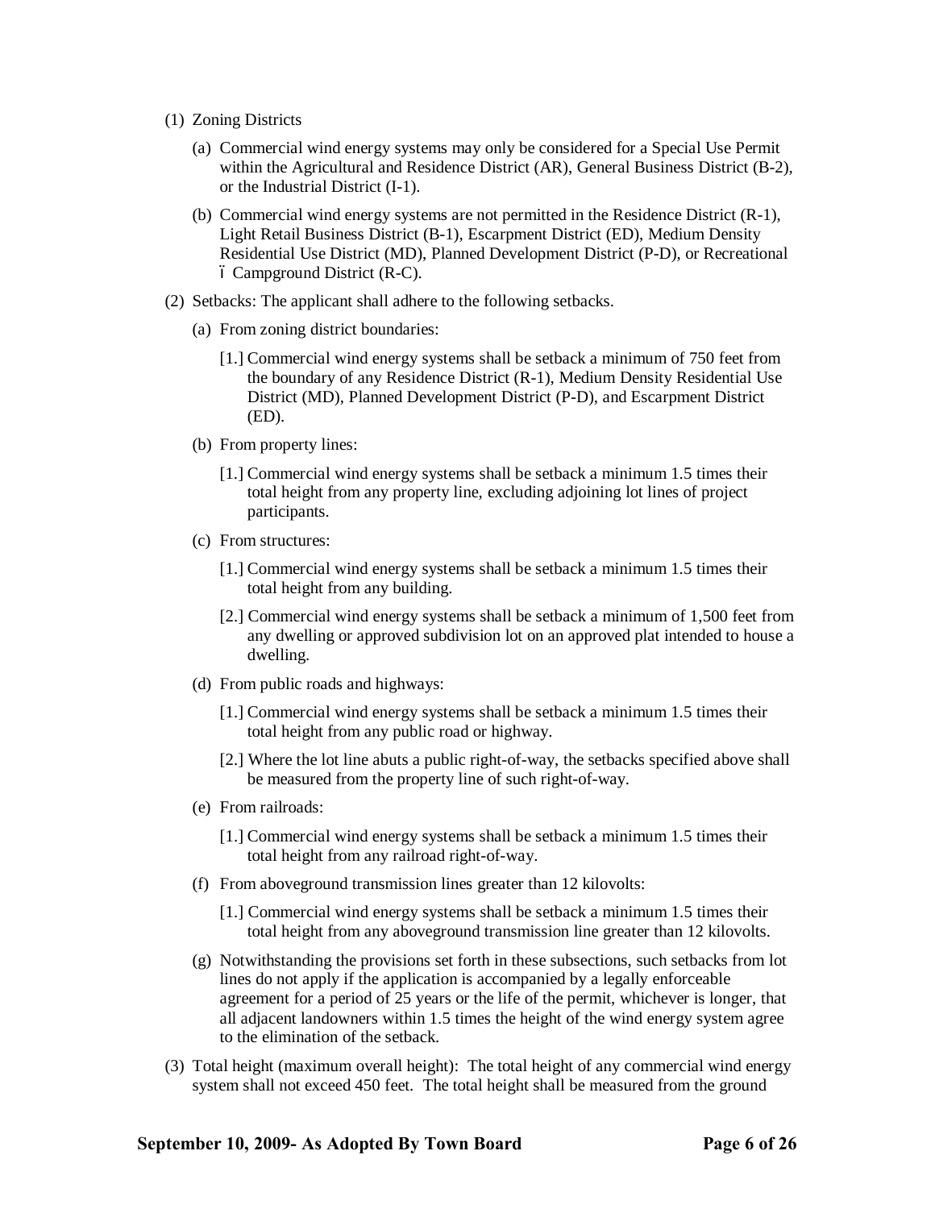(1) Zoning Districts

  (a) Commercial wind energy systems may only be considered for a Special Use Permit within the Agricultural and Residence District (AR), General Business District (B-2), or the Industrial District (I-1).

  (b) Commercial wind energy systems are not permitted in the Residence District (R-1), Light Retail Business District (B-1), Escarpment District (ED), Medium Density Residential Use District (MD), Planned Development District (P-D), or Recreational – Campground District (R-C).

(2) Setbacks: The applicant shall adhere to the following setbacks.

  (a) From zoning district boundaries:

    [1.] Commercial wind energy systems shall be setback a minimum of 750 feet from the boundary of any Residence District (R-1), Medium Density Residential Use District (MD), Planned Development District (P-D), and Escarpment District (ED).

  (b) From property lines:

    [1.] Commercial wind energy systems shall be setback a minimum 1.5 times their total height from any property line, excluding adjoining lot lines of project participants.

  (c) From structures:

    [1.] Commercial wind energy systems shall be setback a minimum 1.5 times their total height from any building.

    [2.] Commercial wind energy systems shall be setback a minimum of 1,500 feet from any dwelling or approved subdivision lot on an approved plat intended to house a dwelling.

  (d) From public roads and highways:

    [1.] Commercial wind energy systems shall be setback a minimum 1.5 times their total height from any public road or highway.

    [2.] Where the lot line abuts a public right-of-way, the setbacks specified above shall be measured from the property line of such right-of-way.

  (e) From railroads:

    [1.] Commercial wind energy systems shall be setback a minimum 1.5 times their total height from any railroad right-of-way.

  (f) From aboveground transmission lines greater than 12 kilovolts:

    [1.] Commercial wind energy systems shall be setback a minimum 1.5 times their total height from any aboveground transmission line greater than 12 kilovolts.

  (g) Notwithstanding the provisions set forth in these subsections, such setbacks from lot lines do not apply if the application is accompanied by a legally enforceable agreement for a period of 25 years or the life of the permit, whichever is longer, that all adjacent landowners within 1.5 times the height of the wind energy system agree to the elimination of the setback.

(3) Total height (maximum overall height): The total height of any commercial wind energy system shall not exceed 450 feet. The total height shall be measured from the ground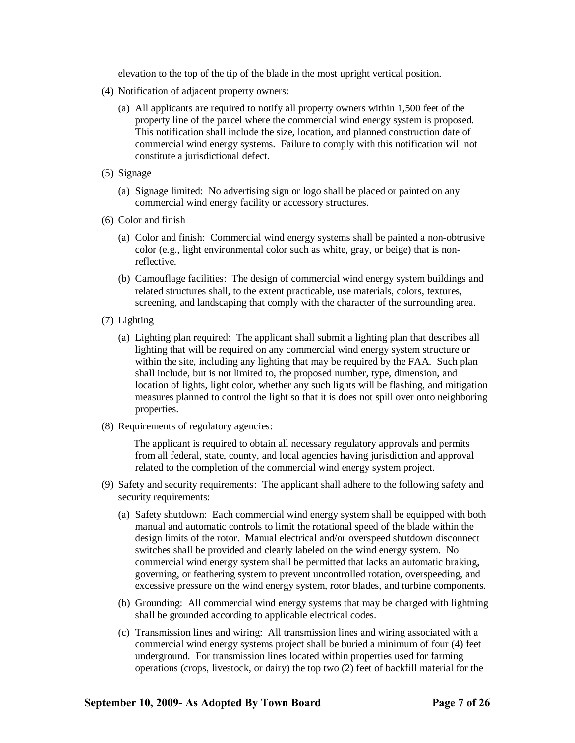elevation to the top of the tip of the blade in the most upright vertical position.

(4) Notification of adjacent property owners:

  (a) All applicants are required to notify all property owners within 1,500 feet of the property line of the parcel where the commercial wind energy system is proposed. This notification shall include the size, location, and planned construction date of commercial wind energy systems. Failure to comply with this notification will not constitute a jurisdictional defect.

(5) Signage

  (a) Signage limited: No advertising sign or logo shall be placed or painted on any commercial wind energy facility or accessory structures.

(6) Color and finish

  (a) Color and finish: Commercial wind energy systems shall be painted a non-obtrusive color (e.g., light environmental color such as white, gray, or beige) that is non-reflective.

  (b) Camouflage facilities: The design of commercial wind energy system buildings and related structures shall, to the extent practicable, use materials, colors, textures, screening, and landscaping that comply with the character of the surrounding area.

(7) Lighting

  (a) Lighting plan required: The applicant shall submit a lighting plan that describes all lighting that will be required on any commercial wind energy system structure or within the site, including any lighting that may be required by the FAA. Such plan shall include, but is not limited to, the proposed number, type, dimension, and location of lights, light color, whether any such lights will be flashing, and mitigation measures planned to control the light so that it is does not spill over onto neighboring properties.

(8) Requirements of regulatory agencies:

  The applicant is required to obtain all necessary regulatory approvals and permits from all federal, state, county, and local agencies having jurisdiction and approval related to the completion of the commercial wind energy system project.

(9) Safety and security requirements: The applicant shall adhere to the following safety and security requirements:

  (a) Safety shutdown: Each commercial wind energy system shall be equipped with both manual and automatic controls to limit the rotational speed of the blade within the design limits of the rotor. Manual electrical and/or overspeed shutdown disconnect switches shall be provided and clearly labeled on the wind energy system. No commercial wind energy system shall be permitted that lacks an automatic braking, governing, or feathering system to prevent uncontrolled rotation, overspeeding, and excessive pressure on the wind energy system, rotor blades, and turbine components.

  (b) Grounding: All commercial wind energy systems that may be charged with lightning shall be grounded according to applicable electrical codes.

  (c) Transmission lines and wiring: All transmission lines and wiring associated with a commercial wind energy systems project shall be buried a minimum of four (4) feet underground. For transmission lines located within properties used for farming operations (crops, livestock, or dairy) the top two (2) feet of backfill material for the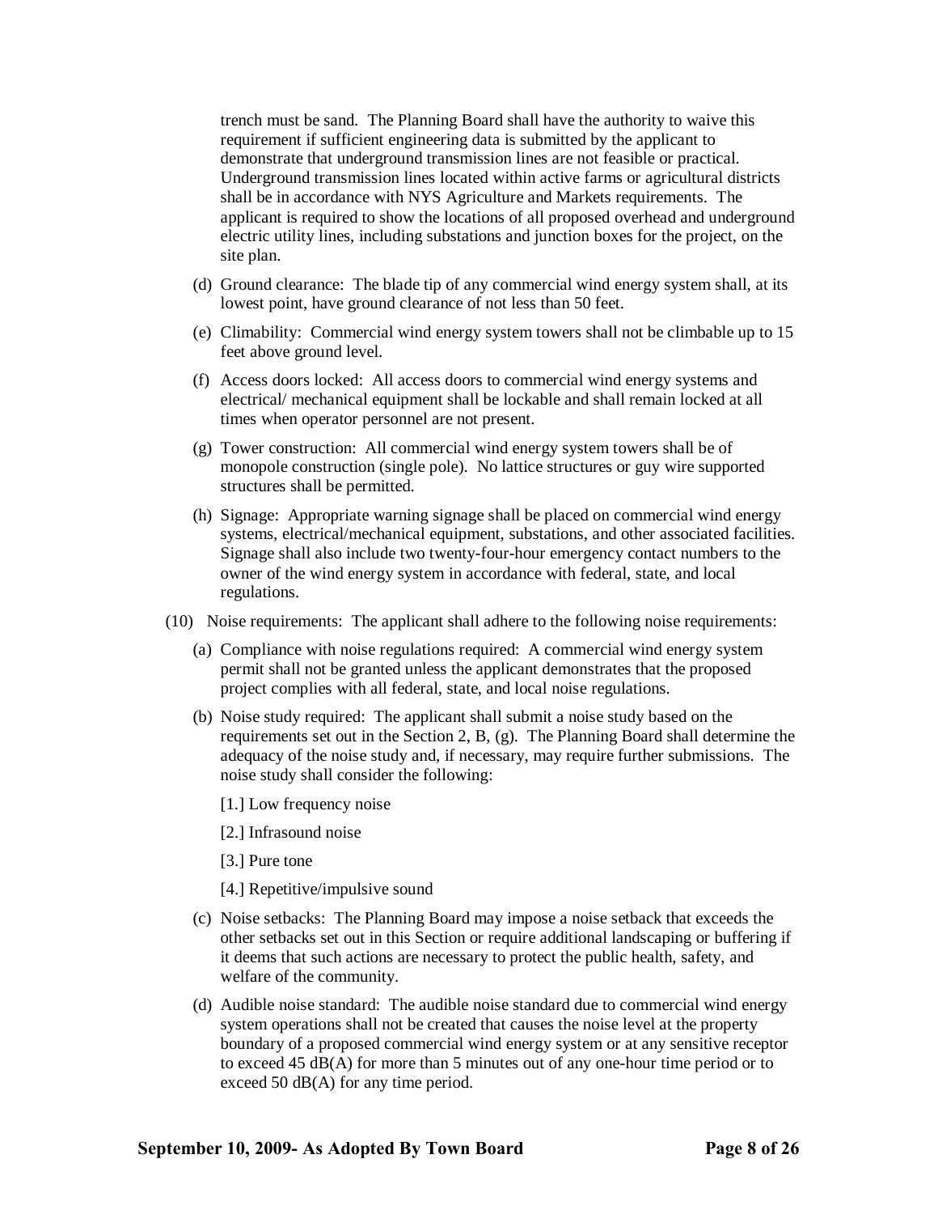trench must be sand. The Planning Board shall have the authority to waive this requirement if sufficient engineering data is submitted by the applicant to demonstrate that underground transmission lines are not feasible or practical. Underground transmission lines located within active farms or agricultural districts shall be in accordance with NYS Agriculture and Markets requirements. The applicant is required to show the locations of all proposed overhead and underground electric utility lines, including substations and junction boxes for the project, on the site plan.

(d) Ground clearance: The blade tip of any commercial wind energy system shall, at its lowest point, have ground clearance of not less than 50 feet.

(e) Climability: Commercial wind energy system towers shall not be climbable up to 15 feet above ground level.

(f) Access doors locked: All access doors to commercial wind energy systems and electrical/ mechanical equipment shall be lockable and shall remain locked at all times when operator personnel are not present.

(g) Tower construction: All commercial wind energy system towers shall be of monopole construction (single pole). No lattice structures or guy wire supported structures shall be permitted.

(h) Signage: Appropriate warning signage shall be placed on commercial wind energy systems, electrical/mechanical equipment, substations, and other associated facilities. Signage shall also include two twenty-four-hour emergency contact numbers to the owner of the wind energy system in accordance with federal, state, and local regulations.

(10) Noise requirements: The applicant shall adhere to the following noise requirements:

(a) Compliance with noise regulations required: A commercial wind energy system permit shall not be granted unless the applicant demonstrates that the proposed project complies with all federal, state, and local noise regulations.

(b) Noise study required: The applicant shall submit a noise study based on the requirements set out in the Section 2, B, (g). The Planning Board shall determine the adequacy of the noise study and, if necessary, may require further submissions. The noise study shall consider the following:

[1.] Low frequency noise

[2.] Infrasound noise

[3.] Pure tone

[4.] Repetitive/impulsive sound

(c) Noise setbacks: The Planning Board may impose a noise setback that exceeds the other setbacks set out in this Section or require additional landscaping or buffering if it deems that such actions are necessary to protect the public health, safety, and welfare of the community.

(d) Audible noise standard: The audible noise standard due to commercial wind energy system operations shall not be created that causes the noise level at the property boundary of a proposed commercial wind energy system or at any sensitive receptor to exceed 45 dB(A) for more than 5 minutes out of any one-hour time period or to exceed 50 dB(A) for any time period.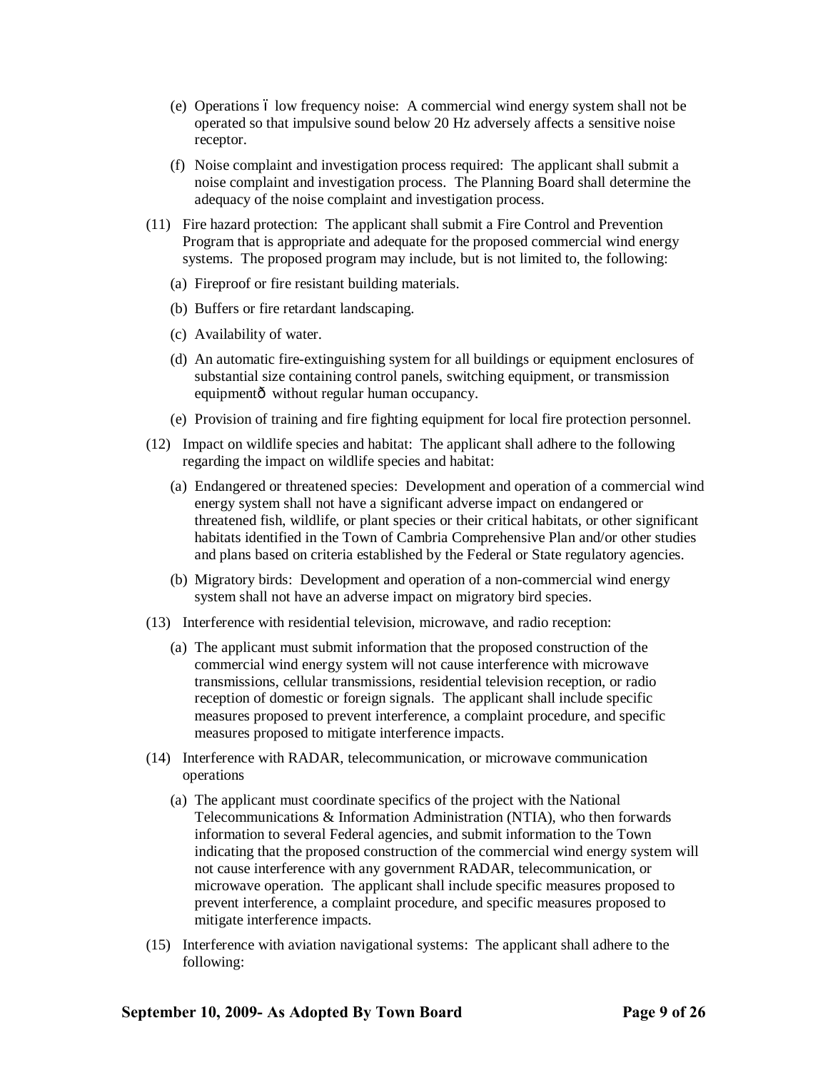(e) Operations ó low frequency noise: A commercial wind energy system shall not be operated so that impulsive sound below 20 Hz adversely affects a sensitive noise receptor.

(f) Noise complaint and investigation process required: The applicant shall submit a noise complaint and investigation process. The Planning Board shall determine the adequacy of the noise complaint and investigation process.

(11) Fire hazard protection: The applicant shall submit a Fire Control and Prevention Program that is appropriate and adequate for the proposed commercial wind energy systems. The proposed program may include, but is not limited to, the following:

(a) Fireproof or fire resistant building materials.

(b) Buffers or fire retardant landscaping.

(c) Availability of water.

(d) An automatic fire-extinguishing system for all buildings or equipment enclosures of substantial size containing control panels, switching equipment, or transmission equipmentô without regular human occupancy.

(e) Provision of training and fire fighting equipment for local fire protection personnel.

(12) Impact on wildlife species and habitat: The applicant shall adhere to the following regarding the impact on wildlife species and habitat:

(a) Endangered or threatened species: Development and operation of a commercial wind energy system shall not have a significant adverse impact on endangered or threatened fish, wildlife, or plant species or their critical habitats, or other significant habitats identified in the Town of Cambria Comprehensive Plan and/or other studies and plans based on criteria established by the Federal or State regulatory agencies.

(b) Migratory birds: Development and operation of a non-commercial wind energy system shall not have an adverse impact on migratory bird species.

(13) Interference with residential television, microwave, and radio reception:

(a) The applicant must submit information that the proposed construction of the commercial wind energy system will not cause interference with microwave transmissions, cellular transmissions, residential television reception, or radio reception of domestic or foreign signals. The applicant shall include specific measures proposed to prevent interference, a complaint procedure, and specific measures proposed to mitigate interference impacts.

(14) Interference with RADAR, telecommunication, or microwave communication operations

(a) The applicant must coordinate specifics of the project with the National Telecommunications & Information Administration (NTIA), who then forwards information to several Federal agencies, and submit information to the Town indicating that the proposed construction of the commercial wind energy system will not cause interference with any government RADAR, telecommunication, or microwave operation. The applicant shall include specific measures proposed to prevent interference, a complaint procedure, and specific measures proposed to mitigate interference impacts.

(15) Interference with aviation navigational systems: The applicant shall adhere to the following: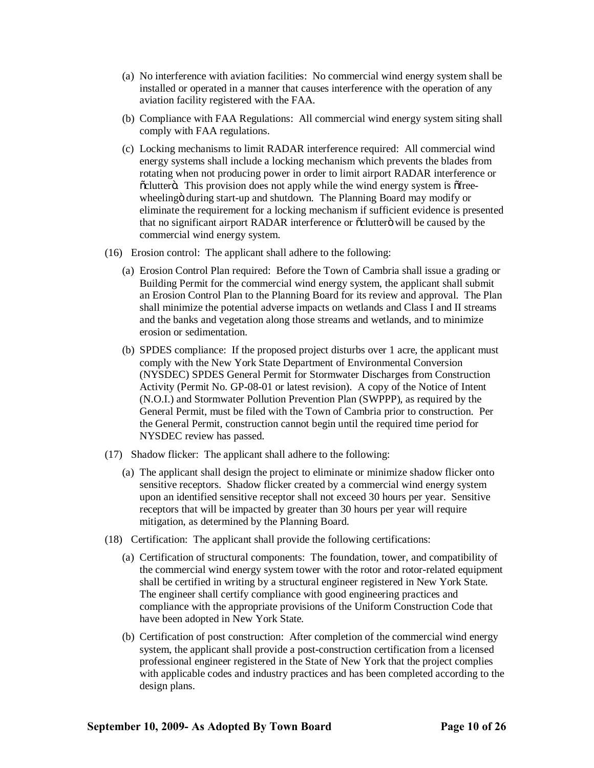(a) No interference with aviation facilities: No commercial wind energy system shall be installed or operated in a manner that causes interference with the operation of any aviation facility registered with the FAA.

(b) Compliance with FAA Regulations: All commercial wind energy system siting shall comply with FAA regulations.

(c) Locking mechanisms to limit RADAR interference required: All commercial wind energy systems shall include a locking mechanism which prevents the blades from rotating when not producing power in order to limit airport RADAR interference or "clutter". This provision does not apply while the wind energy system is "free-wheeling" during start-up and shutdown. The Planning Board may modify or eliminate the requirement for a locking mechanism if sufficient evidence is presented that no significant airport RADAR interference or "clutter" will be caused by the commercial wind energy system.

(16) Erosion control: The applicant shall adhere to the following:

(a) Erosion Control Plan required: Before the Town of Cambria shall issue a grading or Building Permit for the commercial wind energy system, the applicant shall submit an Erosion Control Plan to the Planning Board for its review and approval. The Plan shall minimize the potential adverse impacts on wetlands and Class I and II streams and the banks and vegetation along those streams and wetlands, and to minimize erosion or sedimentation.

(b) SPDES compliance: If the proposed project disturbs over 1 acre, the applicant must comply with the New York State Department of Environmental Conversion (NYSDEC) SPDES General Permit for Stormwater Discharges from Construction Activity (Permit No. GP-08-01 or latest revision). A copy of the Notice of Intent (N.O.I.) and Stormwater Pollution Prevention Plan (SWPPP), as required by the General Permit, must be filed with the Town of Cambria prior to construction. Per the General Permit, construction cannot begin until the required time period for NYSDEC review has passed.

(17) Shadow flicker: The applicant shall adhere to the following:

(a) The applicant shall design the project to eliminate or minimize shadow flicker onto sensitive receptors. Shadow flicker created by a commercial wind energy system upon an identified sensitive receptor shall not exceed 30 hours per year. Sensitive receptors that will be impacted by greater than 30 hours per year will require mitigation, as determined by the Planning Board.

(18) Certification: The applicant shall provide the following certifications:

(a) Certification of structural components: The foundation, tower, and compatibility of the commercial wind energy system tower with the rotor and rotor-related equipment shall be certified in writing by a structural engineer registered in New York State. The engineer shall certify compliance with good engineering practices and compliance with the appropriate provisions of the Uniform Construction Code that have been adopted in New York State.

(b) Certification of post construction: After completion of the commercial wind energy system, the applicant shall provide a post-construction certification from a licensed professional engineer registered in the State of New York that the project complies with applicable codes and industry practices and has been completed according to the design plans.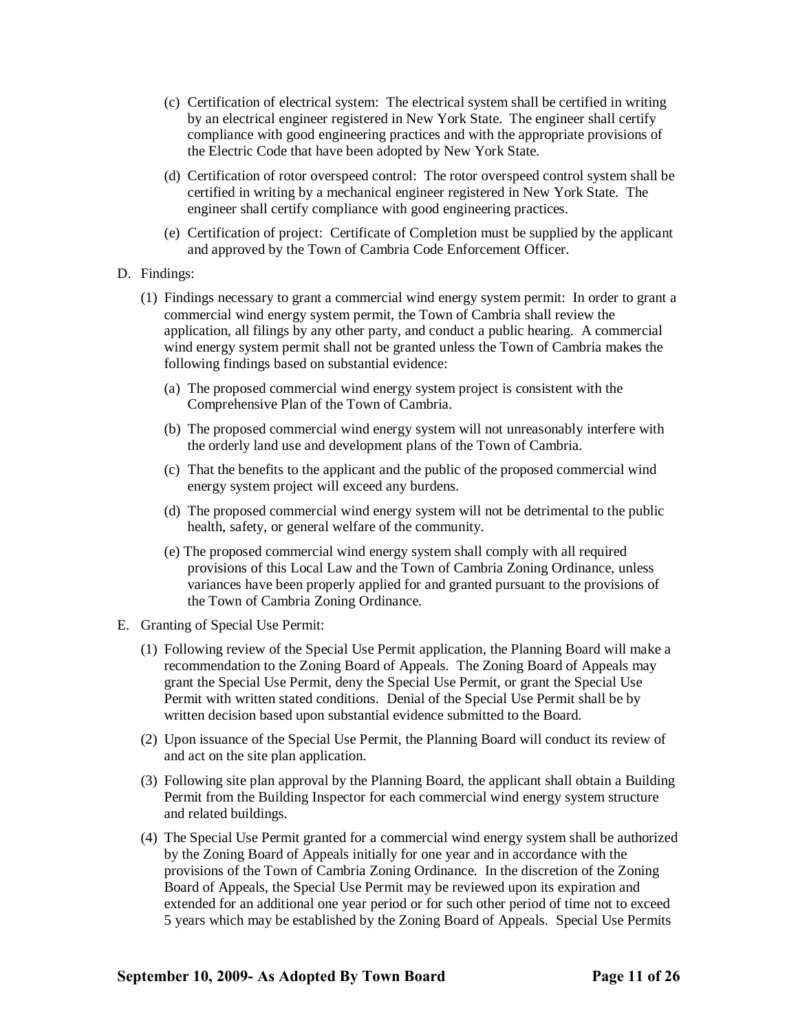(c) Certification of electrical system: The electrical system shall be certified in writing by an electrical engineer registered in New York State. The engineer shall certify compliance with good engineering practices and with the appropriate provisions of the Electric Code that have been adopted by New York State.

(d) Certification of rotor overspeed control: The rotor overspeed control system shall be certified in writing by a mechanical engineer registered in New York State. The engineer shall certify compliance with good engineering practices.

(e) Certification of project: Certificate of Completion must be supplied by the applicant and approved by the Town of Cambria Code Enforcement Officer.

D. Findings:

(1) Findings necessary to grant a commercial wind energy system permit: In order to grant a commercial wind energy system permit, the Town of Cambria shall review the application, all filings by any other party, and conduct a public hearing. A commercial wind energy system permit shall not be granted unless the Town of Cambria makes the following findings based on substantial evidence:

(a) The proposed commercial wind energy system project is consistent with the Comprehensive Plan of the Town of Cambria.

(b) The proposed commercial wind energy system will not unreasonably interfere with the orderly land use and development plans of the Town of Cambria.

(c) That the benefits to the applicant and the public of the proposed commercial wind energy system project will exceed any burdens.

(d) The proposed commercial wind energy system will not be detrimental to the public health, safety, or general welfare of the community.

(e) The proposed commercial wind energy system shall comply with all required provisions of this Local Law and the Town of Cambria Zoning Ordinance, unless variances have been properly applied for and granted pursuant to the provisions of the Town of Cambria Zoning Ordinance.

E. Granting of Special Use Permit:

(1) Following review of the Special Use Permit application, the Planning Board will make a recommendation to the Zoning Board of Appeals. The Zoning Board of Appeals may grant the Special Use Permit, deny the Special Use Permit, or grant the Special Use Permit with written stated conditions. Denial of the Special Use Permit shall be by written decision based upon substantial evidence submitted to the Board.

(2) Upon issuance of the Special Use Permit, the Planning Board will conduct its review of and act on the site plan application.

(3) Following site plan approval by the Planning Board, the applicant shall obtain a Building Permit from the Building Inspector for each commercial wind energy system structure and related buildings.

(4) The Special Use Permit granted for a commercial wind energy system shall be authorized by the Zoning Board of Appeals initially for one year and in accordance with the provisions of the Town of Cambria Zoning Ordinance. In the discretion of the Zoning Board of Appeals, the Special Use Permit may be reviewed upon its expiration and extended for an additional one year period or for such other period of time not to exceed 5 years which may be established by the Zoning Board of Appeals. Special Use Permits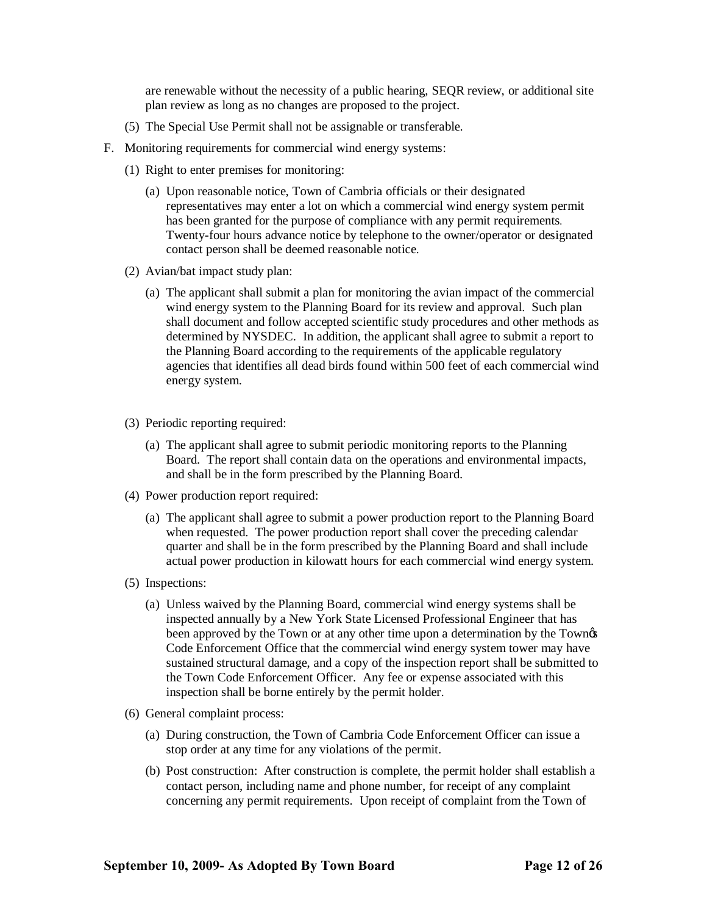are renewable without the necessity of a public hearing, SEQR review, or additional site plan review as long as no changes are proposed to the project.

(5) The Special Use Permit shall not be assignable or transferable.

F. Monitoring requirements for commercial wind energy systems:

(1) Right to enter premises for monitoring:

(a) Upon reasonable notice, Town of Cambria officials or their designated representatives may enter a lot on which a commercial wind energy system permit has been granted for the purpose of compliance with any permit requirements. Twenty-four hours advance notice by telephone to the owner/operator or designated contact person shall be deemed reasonable notice.

(2) Avian/bat impact study plan:

(a) The applicant shall submit a plan for monitoring the avian impact of the commercial wind energy system to the Planning Board for its review and approval. Such plan shall document and follow accepted scientific study procedures and other methods as determined by NYSDEC. In addition, the applicant shall agree to submit a report to the Planning Board according to the requirements of the applicable regulatory agencies that identifies all dead birds found within 500 feet of each commercial wind energy system.

(3) Periodic reporting required:

(a) The applicant shall agree to submit periodic monitoring reports to the Planning Board. The report shall contain data on the operations and environmental impacts, and shall be in the form prescribed by the Planning Board.

(4) Power production report required:

(a) The applicant shall agree to submit a power production report to the Planning Board when requested. The power production report shall cover the preceding calendar quarter and shall be in the form prescribed by the Planning Board and shall include actual power production in kilowatt hours for each commercial wind energy system.

(5) Inspections:

(a) Unless waived by the Planning Board, commercial wind energy systems shall be inspected annually by a New York State Licensed Professional Engineer that has been approved by the Town or at any other time upon a determination by the Town's Code Enforcement Office that the commercial wind energy system tower may have sustained structural damage, and a copy of the inspection report shall be submitted to the Town Code Enforcement Officer. Any fee or expense associated with this inspection shall be borne entirely by the permit holder.

(6) General complaint process:

(a) During construction, the Town of Cambria Code Enforcement Officer can issue a stop order at any time for any violations of the permit.

(b) Post construction: After construction is complete, the permit holder shall establish a contact person, including name and phone number, for receipt of any complaint concerning any permit requirements. Upon receipt of complaint from the Town of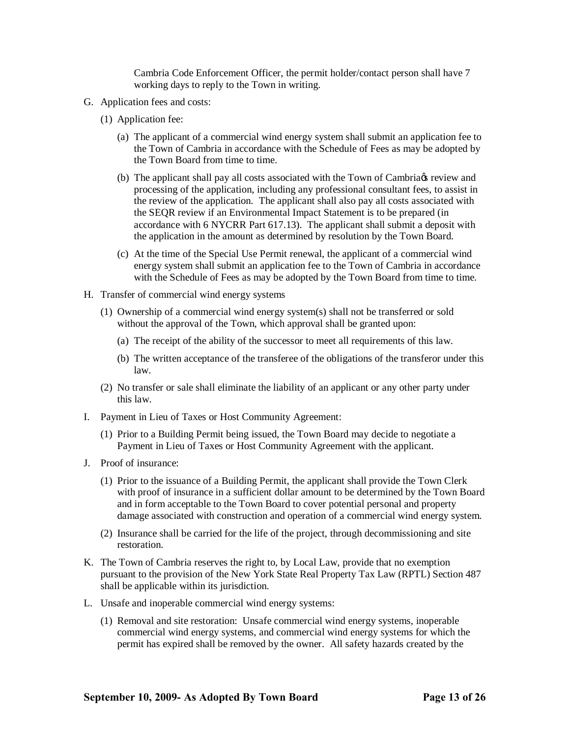Cambria Code Enforcement Officer, the permit holder/contact person shall have 7 working days to reply to the Town in writing.

G. Application fees and costs:

  (1) Application fee:

    (a) The applicant of a commercial wind energy system shall submit an application fee to the Town of Cambria in accordance with the Schedule of Fees as may be adopted by the Town Board from time to time.

    (b) The applicant shall pay all costs associated with the Town of Cambriaøs review and processing of the application, including any professional consultant fees, to assist in the review of the application. The applicant shall also pay all costs associated with the SEQR review if an Environmental Impact Statement is to be prepared (in accordance with 6 NYCRR Part 617.13). The applicant shall submit a deposit with the application in the amount as determined by resolution by the Town Board.

    (c) At the time of the Special Use Permit renewal, the applicant of a commercial wind energy system shall submit an application fee to the Town of Cambria in accordance with the Schedule of Fees as may be adopted by the Town Board from time to time.

H. Transfer of commercial wind energy systems

  (1) Ownership of a commercial wind energy system(s) shall not be transferred or sold without the approval of the Town, which approval shall be granted upon:

    (a) The receipt of the ability of the successor to meet all requirements of this law.

    (b) The written acceptance of the transferee of the obligations of the transferor under this law.

  (2) No transfer or sale shall eliminate the liability of an applicant or any other party under this law.

I. Payment in Lieu of Taxes or Host Community Agreement:

  (1) Prior to a Building Permit being issued, the Town Board may decide to negotiate a Payment in Lieu of Taxes or Host Community Agreement with the applicant.

J. Proof of insurance:

  (1) Prior to the issuance of a Building Permit, the applicant shall provide the Town Clerk with proof of insurance in a sufficient dollar amount to be determined by the Town Board and in form acceptable to the Town Board to cover potential personal and property damage associated with construction and operation of a commercial wind energy system.

  (2) Insurance shall be carried for the life of the project, through decommissioning and site restoration.

K. The Town of Cambria reserves the right to, by Local Law, provide that no exemption pursuant to the provision of the New York State Real Property Tax Law (RPTL) Section 487 shall be applicable within its jurisdiction.

L. Unsafe and inoperable commercial wind energy systems:

  (1) Removal and site restoration: Unsafe commercial wind energy systems, inoperable commercial wind energy systems, and commercial wind energy systems for which the permit has expired shall be removed by the owner. All safety hazards created by the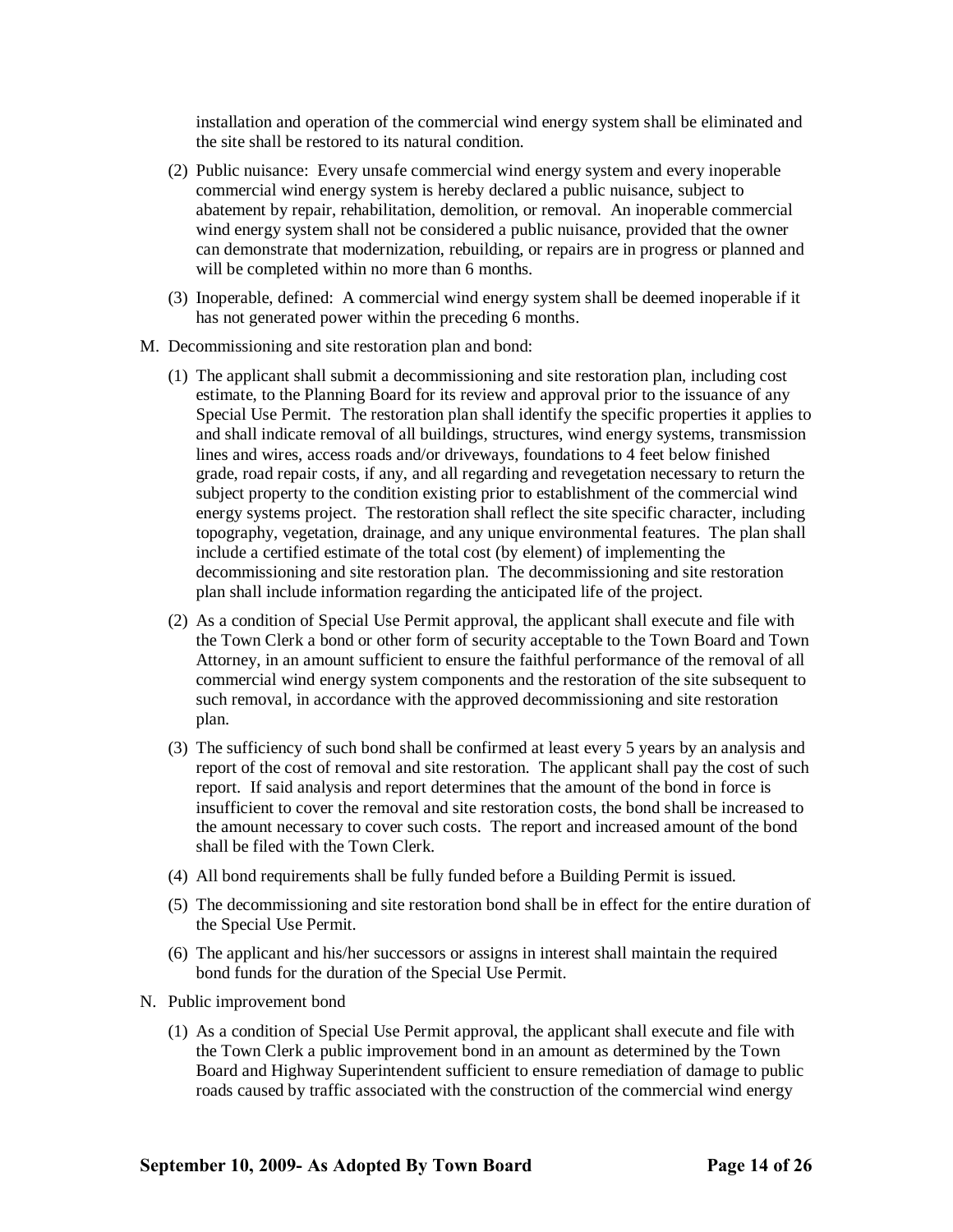installation and operation of the commercial wind energy system shall be eliminated and the site shall be restored to its natural condition.

(2) Public nuisance: Every unsafe commercial wind energy system and every inoperable commercial wind energy system is hereby declared a public nuisance, subject to abatement by repair, rehabilitation, demolition, or removal. An inoperable commercial wind energy system shall not be considered a public nuisance, provided that the owner can demonstrate that modernization, rebuilding, or repairs are in progress or planned and will be completed within no more than 6 months.

(3) Inoperable, defined: A commercial wind energy system shall be deemed inoperable if it has not generated power within the preceding 6 months.

M. Decommissioning and site restoration plan and bond:

(1) The applicant shall submit a decommissioning and site restoration plan, including cost estimate, to the Planning Board for its review and approval prior to the issuance of any Special Use Permit. The restoration plan shall identify the specific properties it applies to and shall indicate removal of all buildings, structures, wind energy systems, transmission lines and wires, access roads and/or driveways, foundations to 4 feet below finished grade, road repair costs, if any, and all regarding and revegetation necessary to return the subject property to the condition existing prior to establishment of the commercial wind energy systems project. The restoration shall reflect the site specific character, including topography, vegetation, drainage, and any unique environmental features. The plan shall include a certified estimate of the total cost (by element) of implementing the decommissioning and site restoration plan. The decommissioning and site restoration plan shall include information regarding the anticipated life of the project.

(2) As a condition of Special Use Permit approval, the applicant shall execute and file with the Town Clerk a bond or other form of security acceptable to the Town Board and Town Attorney, in an amount sufficient to ensure the faithful performance of the removal of all commercial wind energy system components and the restoration of the site subsequent to such removal, in accordance with the approved decommissioning and site restoration plan.

(3) The sufficiency of such bond shall be confirmed at least every 5 years by an analysis and report of the cost of removal and site restoration. The applicant shall pay the cost of such report. If said analysis and report determines that the amount of the bond in force is insufficient to cover the removal and site restoration costs, the bond shall be increased to the amount necessary to cover such costs. The report and increased amount of the bond shall be filed with the Town Clerk.

(4) All bond requirements shall be fully funded before a Building Permit is issued.

(5) The decommissioning and site restoration bond shall be in effect for the entire duration of the Special Use Permit.

(6) The applicant and his/her successors or assigns in interest shall maintain the required bond funds for the duration of the Special Use Permit.

N. Public improvement bond

(1) As a condition of Special Use Permit approval, the applicant shall execute and file with the Town Clerk a public improvement bond in an amount as determined by the Town Board and Highway Superintendent sufficient to ensure remediation of damage to public roads caused by traffic associated with the construction of the commercial wind energy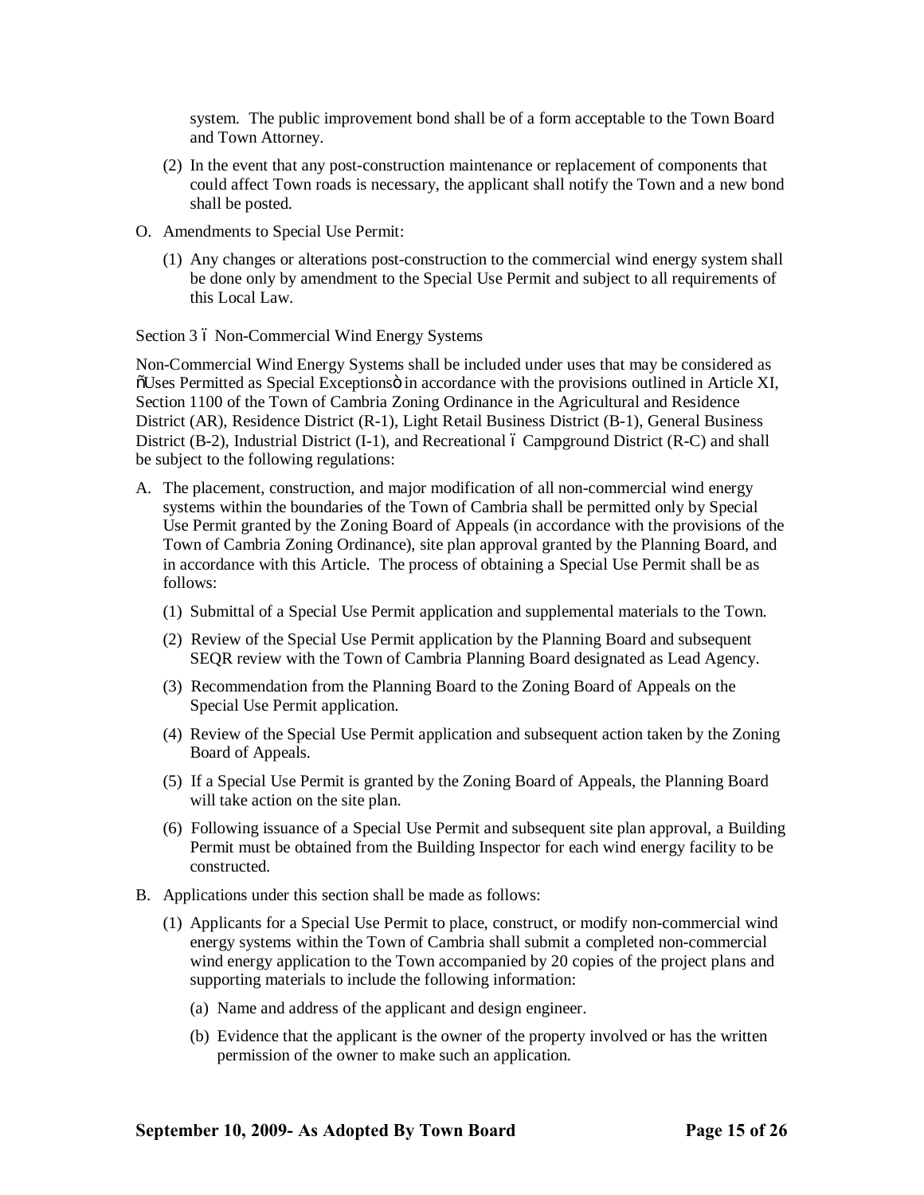system. The public improvement bond shall be of a form acceptable to the Town Board and Town Attorney.

(2) In the event that any post-construction maintenance or replacement of components that could affect Town roads is necessary, the applicant shall notify the Town and a new bond shall be posted.

O. Amendments to Special Use Permit:

(1) Any changes or alterations post-construction to the commercial wind energy system shall be done only by amendment to the Special Use Permit and subject to all requirements of this Local Law.

Section 3 – Non-Commercial Wind Energy Systems

Non-Commercial Wind Energy Systems shall be included under uses that may be considered as "Uses Permitted as Special Exceptions" in accordance with the provisions outlined in Article XI, Section 1100 of the Town of Cambria Zoning Ordinance in the Agricultural and Residence District (AR), Residence District (R-1), Light Retail Business District (B-1), General Business District (B-2), Industrial District (I-1), and Recreational – Campground District (R-C) and shall be subject to the following regulations:

A. The placement, construction, and major modification of all non-commercial wind energy systems within the boundaries of the Town of Cambria shall be permitted only by Special Use Permit granted by the Zoning Board of Appeals (in accordance with the provisions of the Town of Cambria Zoning Ordinance), site plan approval granted by the Planning Board, and in accordance with this Article. The process of obtaining a Special Use Permit shall be as follows:

(1) Submittal of a Special Use Permit application and supplemental materials to the Town.

(2) Review of the Special Use Permit application by the Planning Board and subsequent SEQR review with the Town of Cambria Planning Board designated as Lead Agency.

(3) Recommendation from the Planning Board to the Zoning Board of Appeals on the Special Use Permit application.

(4) Review of the Special Use Permit application and subsequent action taken by the Zoning Board of Appeals.

(5) If a Special Use Permit is granted by the Zoning Board of Appeals, the Planning Board will take action on the site plan.

(6) Following issuance of a Special Use Permit and subsequent site plan approval, a Building Permit must be obtained from the Building Inspector for each wind energy facility to be constructed.

B. Applications under this section shall be made as follows:

(1) Applicants for a Special Use Permit to place, construct, or modify non-commercial wind energy systems within the Town of Cambria shall submit a completed non-commercial wind energy application to the Town accompanied by 20 copies of the project plans and supporting materials to include the following information:

(a) Name and address of the applicant and design engineer.

(b) Evidence that the applicant is the owner of the property involved or has the written permission of the owner to make such an application.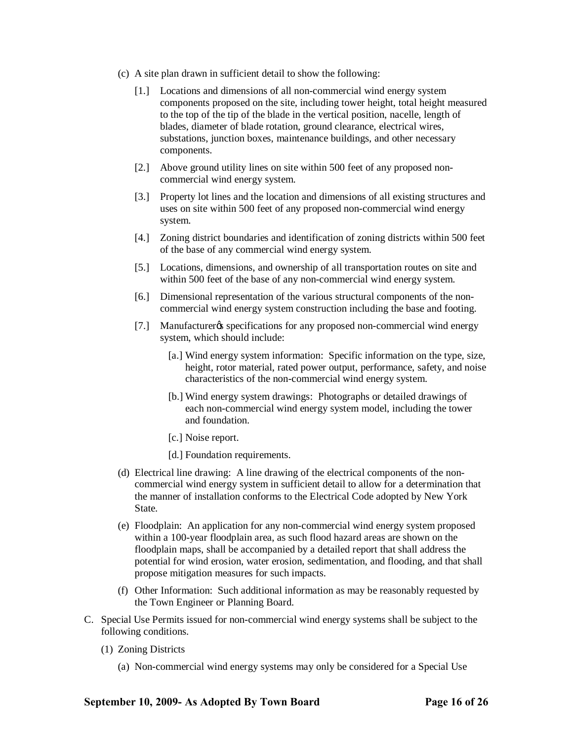(c) A site plan drawn in sufficient detail to show the following:

[1.] Locations and dimensions of all non-commercial wind energy system components proposed on the site, including tower height, total height measured to the top of the tip of the blade in the vertical position, nacelle, length of blades, diameter of blade rotation, ground clearance, electrical wires, substations, junction boxes, maintenance buildings, and other necessary components.

[2.] Above ground utility lines on site within 500 feet of any proposed non-commercial wind energy system.

[3.] Property lot lines and the location and dimensions of all existing structures and uses on site within 500 feet of any proposed non-commercial wind energy system.

[4.] Zoning district boundaries and identification of zoning districts within 500 feet of the base of any commercial wind energy system.

[5.] Locations, dimensions, and ownership of all transportation routes on site and within 500 feet of the base of any non-commercial wind energy system.

[6.] Dimensional representation of the various structural components of the non-commercial wind energy system construction including the base and footing.

[7.] Manufacturer's specifications for any proposed non-commercial wind energy system, which should include:

[a.] Wind energy system information: Specific information on the type, size, height, rotor material, rated power output, performance, safety, and noise characteristics of the non-commercial wind energy system.

[b.] Wind energy system drawings: Photographs or detailed drawings of each non-commercial wind energy system model, including the tower and foundation.

[c.] Noise report.

[d.] Foundation requirements.

(d) Electrical line drawing: A line drawing of the electrical components of the non-commercial wind energy system in sufficient detail to allow for a determination that the manner of installation conforms to the Electrical Code adopted by New York State.

(e) Floodplain: An application for any non-commercial wind energy system proposed within a 100-year floodplain area, as such flood hazard areas are shown on the floodplain maps, shall be accompanied by a detailed report that shall address the potential for wind erosion, water erosion, sedimentation, and flooding, and that shall propose mitigation measures for such impacts.

(f) Other Information: Such additional information as may be reasonably requested by the Town Engineer or Planning Board.

C. Special Use Permits issued for non-commercial wind energy systems shall be subject to the following conditions.

(1) Zoning Districts

(a) Non-commercial wind energy systems may only be considered for a Special Use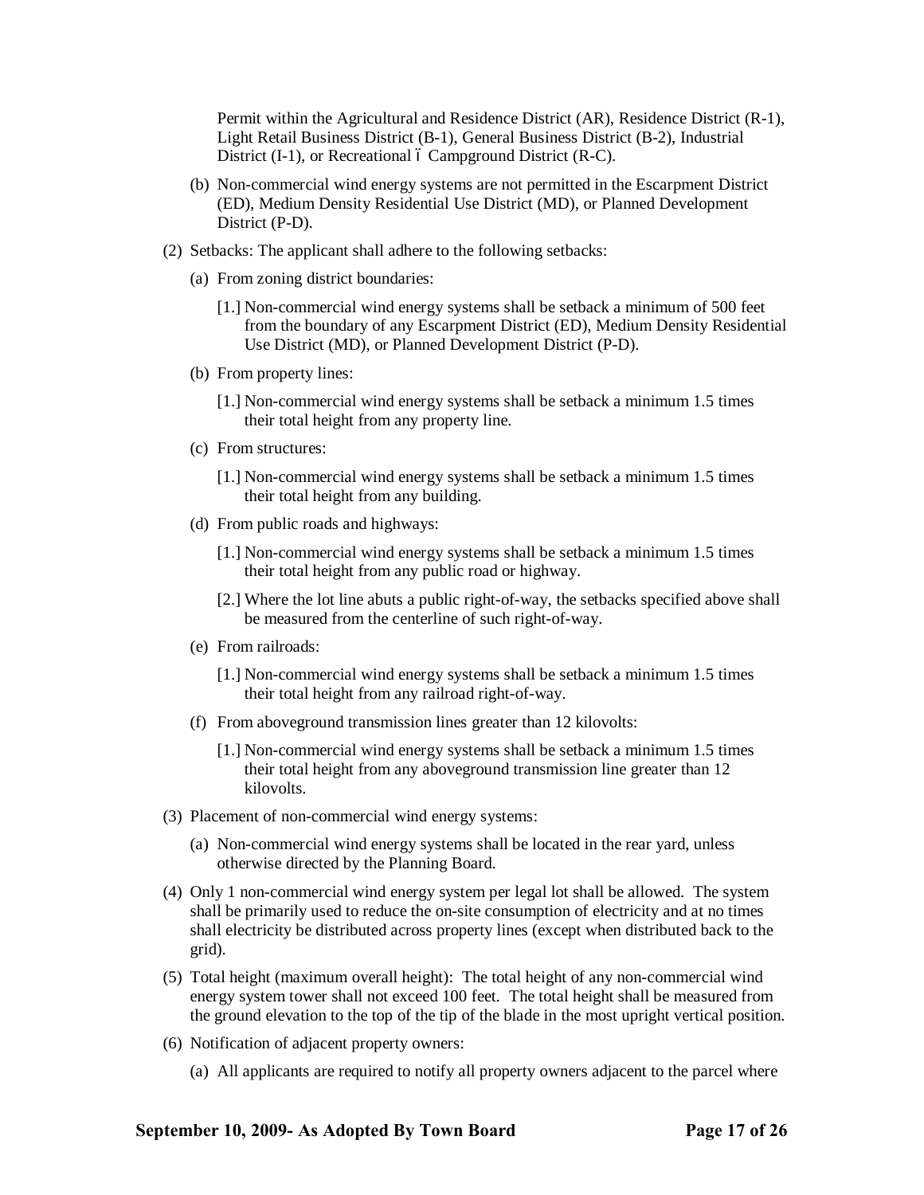Permit within the Agricultural and Residence District (AR), Residence District (R-1), Light Retail Business District (B-1), General Business District (B-2), Industrial District (I-1), or Recreational – Campground District (R-C).

(b) Non-commercial wind energy systems are not permitted in the Escarpment District (ED), Medium Density Residential Use District (MD), or Planned Development District (P-D).

(2) Setbacks: The applicant shall adhere to the following setbacks:

(a) From zoning district boundaries:

[1.] Non-commercial wind energy systems shall be setback a minimum of 500 feet from the boundary of any Escarpment District (ED), Medium Density Residential Use District (MD), or Planned Development District (P-D).

(b) From property lines:

[1.] Non-commercial wind energy systems shall be setback a minimum 1.5 times their total height from any property line.

(c) From structures:

[1.] Non-commercial wind energy systems shall be setback a minimum 1.5 times their total height from any building.

(d) From public roads and highways:

[1.] Non-commercial wind energy systems shall be setback a minimum 1.5 times their total height from any public road or highway.

[2.] Where the lot line abuts a public right-of-way, the setbacks specified above shall be measured from the centerline of such right-of-way.

(e) From railroads:

[1.] Non-commercial wind energy systems shall be setback a minimum 1.5 times their total height from any railroad right-of-way.

(f) From aboveground transmission lines greater than 12 kilovolts:

[1.] Non-commercial wind energy systems shall be setback a minimum 1.5 times their total height from any aboveground transmission line greater than 12 kilovolts.

(3) Placement of non-commercial wind energy systems:

(a) Non-commercial wind energy systems shall be located in the rear yard, unless otherwise directed by the Planning Board.

(4) Only 1 non-commercial wind energy system per legal lot shall be allowed. The system shall be primarily used to reduce the on-site consumption of electricity and at no times shall electricity be distributed across property lines (except when distributed back to the grid).

(5) Total height (maximum overall height): The total height of any non-commercial wind energy system tower shall not exceed 100 feet. The total height shall be measured from the ground elevation to the top of the tip of the blade in the most upright vertical position.

(6) Notification of adjacent property owners:

(a) All applicants are required to notify all property owners adjacent to the parcel where

**September 10, 2009- As Adopted By Town Board**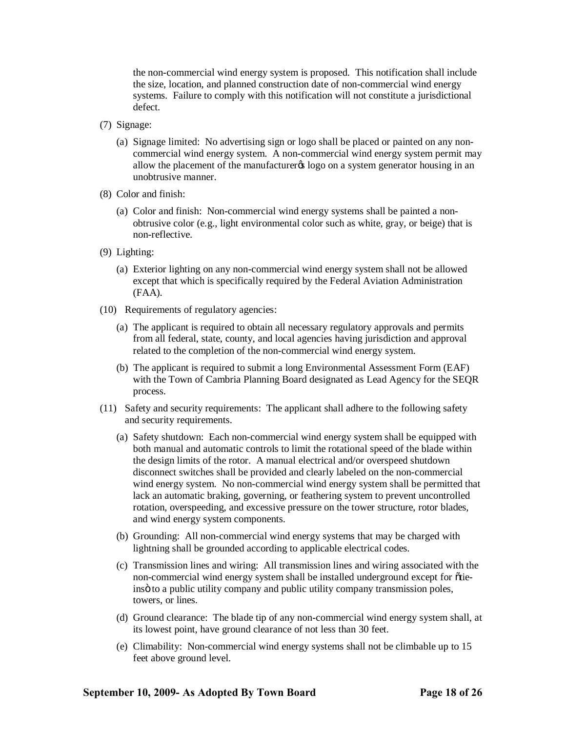the non-commercial wind energy system is proposed. This notification shall include the size, location, and planned construction date of non-commercial wind energy systems. Failure to comply with this notification will not constitute a jurisdictional defect.

(7) Signage:

(a) Signage limited: No advertising sign or logo shall be placed or painted on any non-commercial wind energy system. A non-commercial wind energy system permit may allow the placement of the manufacturer's logo on a system generator housing in an unobtrusive manner.

(8) Color and finish:

(a) Color and finish: Non-commercial wind energy systems shall be painted a non-obtrusive color (e.g., light environmental color such as white, gray, or beige) that is non-reflective.

(9) Lighting:

(a) Exterior lighting on any non-commercial wind energy system shall not be allowed except that which is specifically required by the Federal Aviation Administration (FAA).

(10) Requirements of regulatory agencies:

(a) The applicant is required to obtain all necessary regulatory approvals and permits from all federal, state, county, and local agencies having jurisdiction and approval related to the completion of the non-commercial wind energy system.

(b) The applicant is required to submit a long Environmental Assessment Form (EAF) with the Town of Cambria Planning Board designated as Lead Agency for the SEQR process.

(11) Safety and security requirements: The applicant shall adhere to the following safety and security requirements.

(a) Safety shutdown: Each non-commercial wind energy system shall be equipped with both manual and automatic controls to limit the rotational speed of the blade within the design limits of the rotor. A manual electrical and/or overspeed shutdown disconnect switches shall be provided and clearly labeled on the non-commercial wind energy system. No non-commercial wind energy system shall be permitted that lack an automatic braking, governing, or feathering system to prevent uncontrolled rotation, overspeeding, and excessive pressure on the tower structure, rotor blades, and wind energy system components.

(b) Grounding: All non-commercial wind energy systems that may be charged with lightning shall be grounded according to applicable electrical codes.

(c) Transmission lines and wiring: All transmission lines and wiring associated with the non-commercial wind energy system shall be installed underground except for "tie-ins" to a public utility company and public utility company transmission poles, towers, or lines.

(d) Ground clearance: The blade tip of any non-commercial wind energy system shall, at its lowest point, have ground clearance of not less than 30 feet.

(e) Climability: Non-commercial wind energy systems shall not be climbable up to 15 feet above ground level.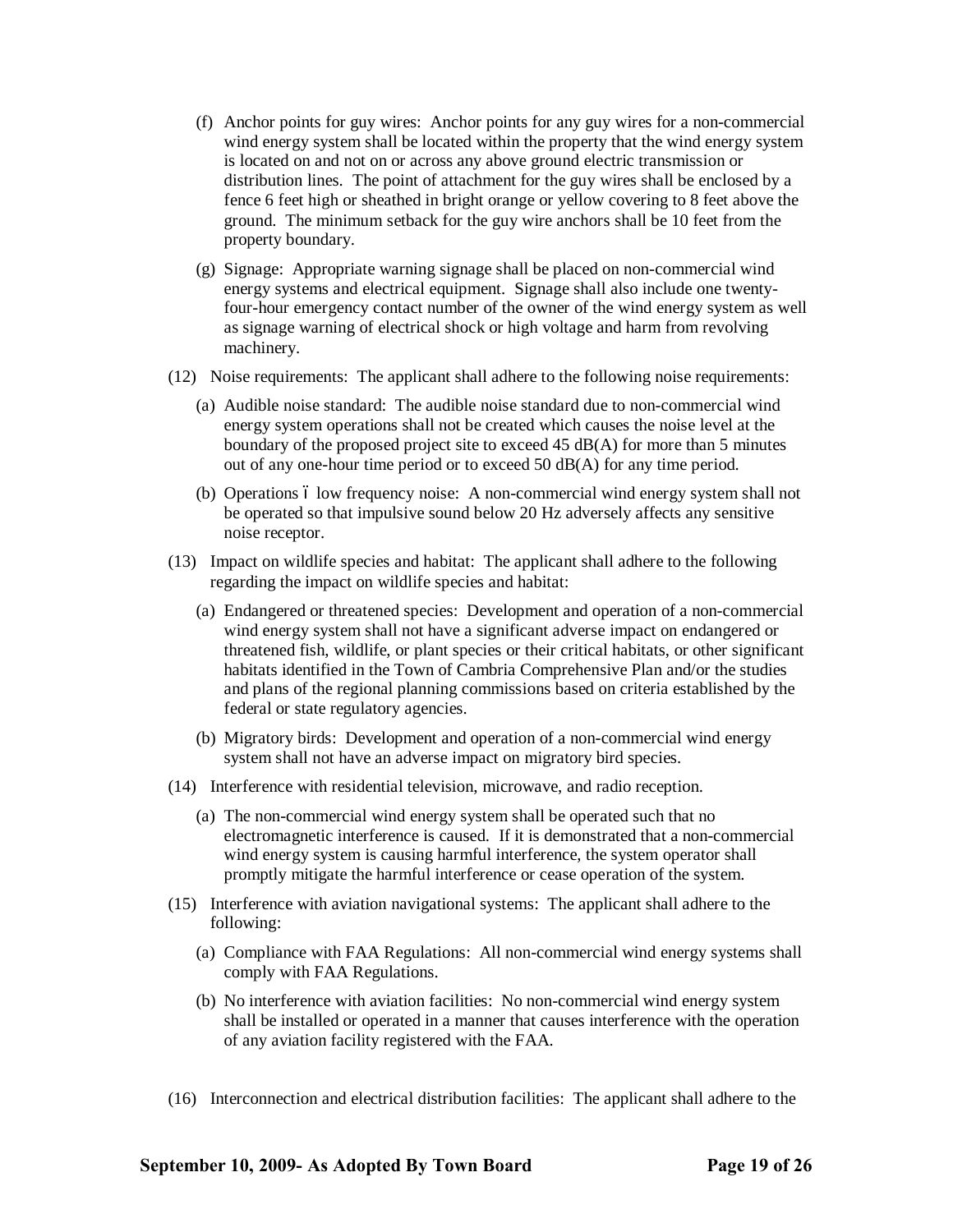(f) Anchor points for guy wires: Anchor points for any guy wires for a non-commercial wind energy system shall be located within the property that the wind energy system is located on and not on or across any above ground electric transmission or distribution lines. The point of attachment for the guy wires shall be enclosed by a fence 6 feet high or sheathed in bright orange or yellow covering to 8 feet above the ground. The minimum setback for the guy wire anchors shall be 10 feet from the property boundary.

(g) Signage: Appropriate warning signage shall be placed on non-commercial wind energy systems and electrical equipment. Signage shall also include one twenty-four-hour emergency contact number of the owner of the wind energy system as well as signage warning of electrical shock or high voltage and harm from revolving machinery.

(12) Noise requirements: The applicant shall adhere to the following noise requirements:

(a) Audible noise standard: The audible noise standard due to non-commercial wind energy system operations shall not be created which causes the noise level at the boundary of the proposed project site to exceed 45 dB(A) for more than 5 minutes out of any one-hour time period or to exceed 50 dB(A) for any time period.

(b) Operations – low frequency noise: A non-commercial wind energy system shall not be operated so that impulsive sound below 20 Hz adversely affects any sensitive noise receptor.

(13) Impact on wildlife species and habitat: The applicant shall adhere to the following regarding the impact on wildlife species and habitat:

(a) Endangered or threatened species: Development and operation of a non-commercial wind energy system shall not have a significant adverse impact on endangered or threatened fish, wildlife, or plant species or their critical habitats, or other significant habitats identified in the Town of Cambria Comprehensive Plan and/or the studies and plans of the regional planning commissions based on criteria established by the federal or state regulatory agencies.

(b) Migratory birds: Development and operation of a non-commercial wind energy system shall not have an adverse impact on migratory bird species.

(14) Interference with residential television, microwave, and radio reception.

(a) The non-commercial wind energy system shall be operated such that no electromagnetic interference is caused. If it is demonstrated that a non-commercial wind energy system is causing harmful interference, the system operator shall promptly mitigate the harmful interference or cease operation of the system.

(15) Interference with aviation navigational systems: The applicant shall adhere to the following:

(a) Compliance with FAA Regulations: All non-commercial wind energy systems shall comply with FAA Regulations.

(b) No interference with aviation facilities: No non-commercial wind energy system shall be installed or operated in a manner that causes interference with the operation of any aviation facility registered with the FAA.

(16) Interconnection and electrical distribution facilities: The applicant shall adhere to the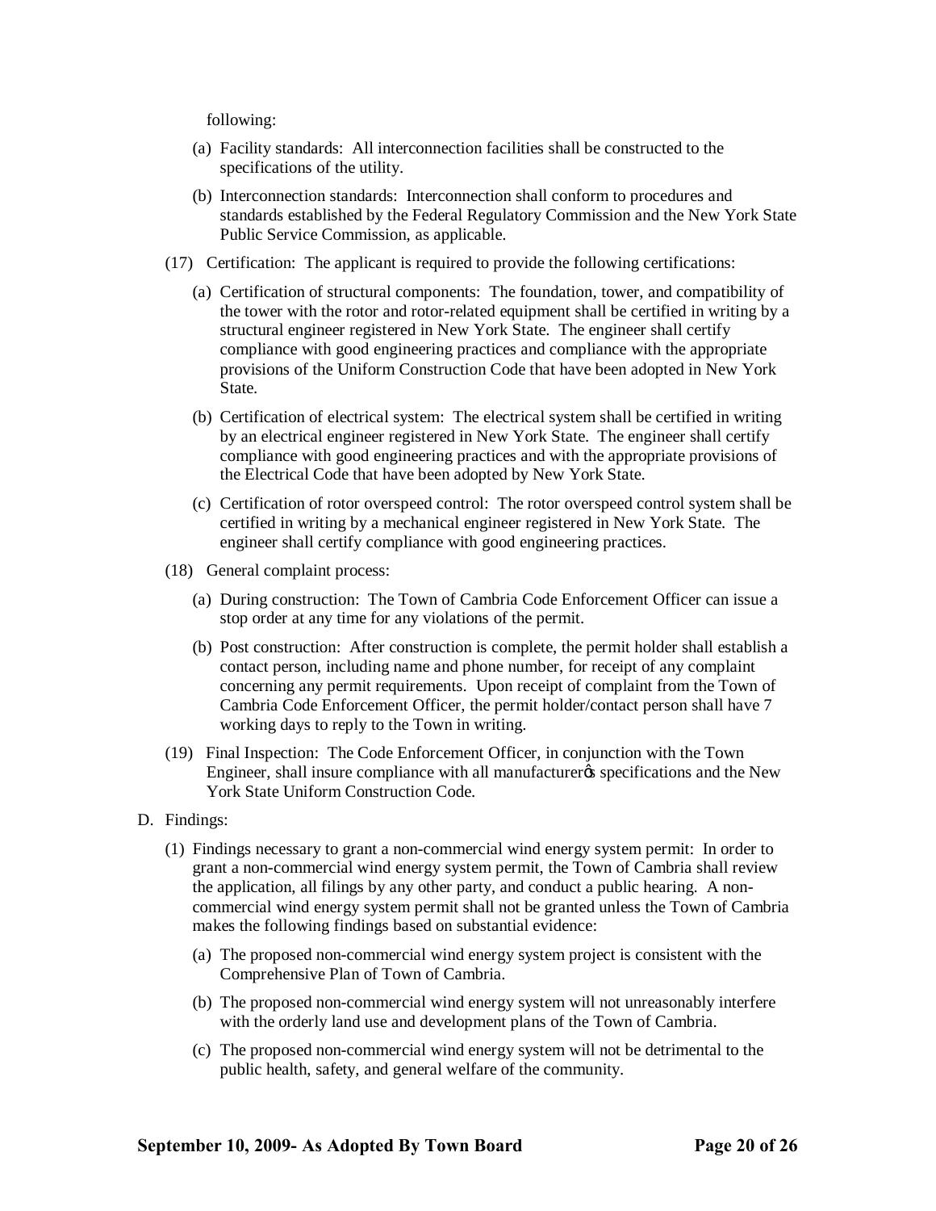following:

(a) Facility standards: All interconnection facilities shall be constructed to the specifications of the utility.

(b) Interconnection standards: Interconnection shall conform to procedures and standards established by the Federal Regulatory Commission and the New York State Public Service Commission, as applicable.

(17) Certification: The applicant is required to provide the following certifications:

(a) Certification of structural components: The foundation, tower, and compatibility of the tower with the rotor and rotor-related equipment shall be certified in writing by a structural engineer registered in New York State. The engineer shall certify compliance with good engineering practices and compliance with the appropriate provisions of the Uniform Construction Code that have been adopted in New York State.

(b) Certification of electrical system: The electrical system shall be certified in writing by an electrical engineer registered in New York State. The engineer shall certify compliance with good engineering practices and with the appropriate provisions of the Electrical Code that have been adopted by New York State.

(c) Certification of rotor overspeed control: The rotor overspeed control system shall be certified in writing by a mechanical engineer registered in New York State. The engineer shall certify compliance with good engineering practices.

(18) General complaint process:

(a) During construction: The Town of Cambria Code Enforcement Officer can issue a stop order at any time for any violations of the permit.

(b) Post construction: After construction is complete, the permit holder shall establish a contact person, including name and phone number, for receipt of any complaint concerning any permit requirements. Upon receipt of complaint from the Town of Cambria Code Enforcement Officer, the permit holder/contact person shall have 7 working days to reply to the Town in writing.

(19) Final Inspection: The Code Enforcement Officer, in conjunction with the Town Engineer, shall insure compliance with all manufacturer's specifications and the New York State Uniform Construction Code.

D. Findings:

(1) Findings necessary to grant a non-commercial wind energy system permit: In order to grant a non-commercial wind energy system permit, the Town of Cambria shall review the application, all filings by any other party, and conduct a public hearing. A non-commercial wind energy system permit shall not be granted unless the Town of Cambria makes the following findings based on substantial evidence:

(a) The proposed non-commercial wind energy system project is consistent with the Comprehensive Plan of Town of Cambria.

(b) The proposed non-commercial wind energy system will not unreasonably interfere with the orderly land use and development plans of the Town of Cambria.

(c) The proposed non-commercial wind energy system will not be detrimental to the public health, safety, and general welfare of the community.

**September 10, 2009- As Adopted By Town Board**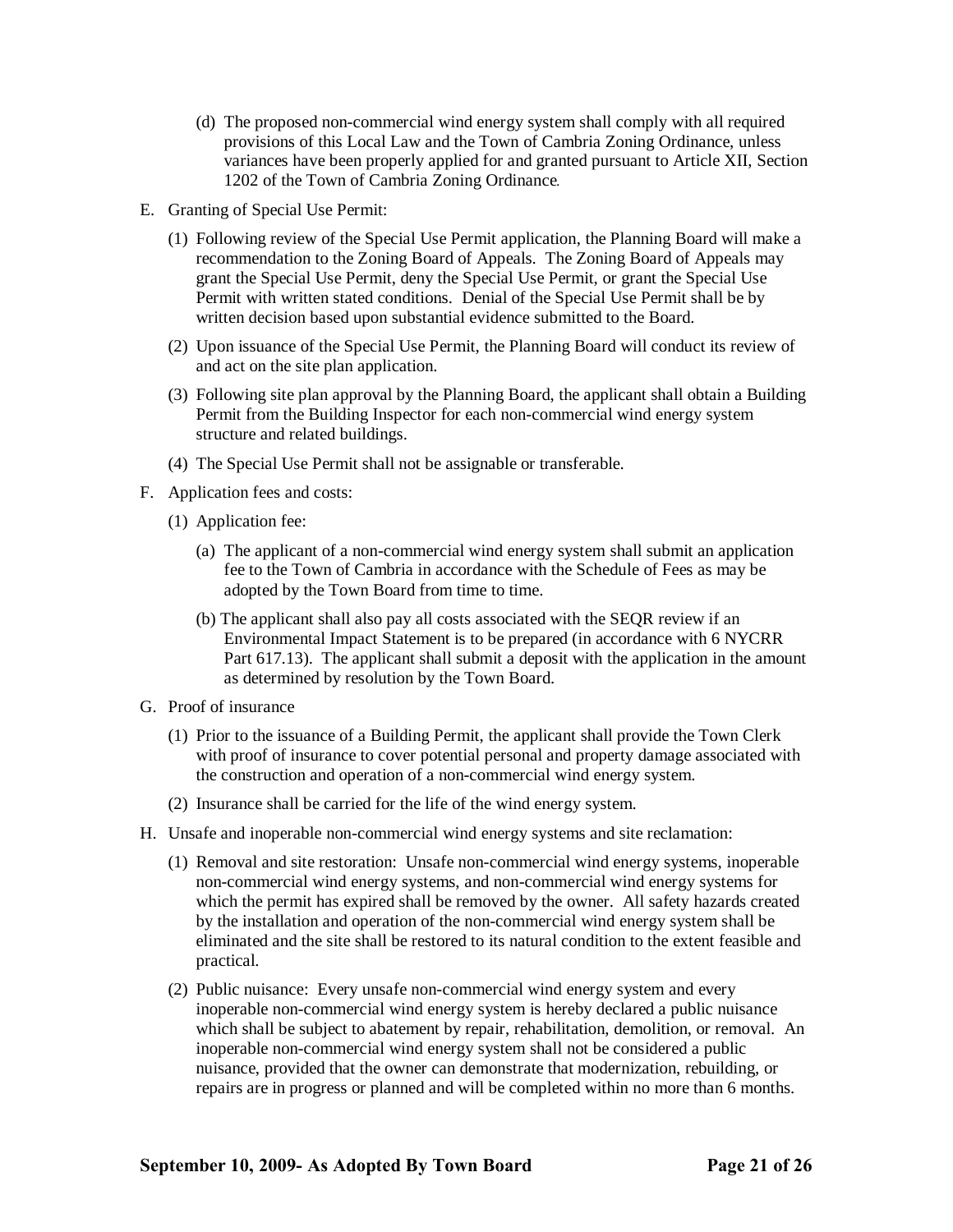(d) The proposed non-commercial wind energy system shall comply with all required provisions of this Local Law and the Town of Cambria Zoning Ordinance, unless variances have been properly applied for and granted pursuant to Article XII, Section 1202 of the Town of Cambria Zoning Ordinance.

E. Granting of Special Use Permit:

(1) Following review of the Special Use Permit application, the Planning Board will make a recommendation to the Zoning Board of Appeals. The Zoning Board of Appeals may grant the Special Use Permit, deny the Special Use Permit, or grant the Special Use Permit with written stated conditions. Denial of the Special Use Permit shall be by written decision based upon substantial evidence submitted to the Board.

(2) Upon issuance of the Special Use Permit, the Planning Board will conduct its review of and act on the site plan application.

(3) Following site plan approval by the Planning Board, the applicant shall obtain a Building Permit from the Building Inspector for each non-commercial wind energy system structure and related buildings.

(4) The Special Use Permit shall not be assignable or transferable.

F. Application fees and costs:

(1) Application fee:

(a) The applicant of a non-commercial wind energy system shall submit an application fee to the Town of Cambria in accordance with the Schedule of Fees as may be adopted by the Town Board from time to time.

(b) The applicant shall also pay all costs associated with the SEQR review if an Environmental Impact Statement is to be prepared (in accordance with 6 NYCRR Part 617.13). The applicant shall submit a deposit with the application in the amount as determined by resolution by the Town Board.

G. Proof of insurance

(1) Prior to the issuance of a Building Permit, the applicant shall provide the Town Clerk with proof of insurance to cover potential personal and property damage associated with the construction and operation of a non-commercial wind energy system.

(2) Insurance shall be carried for the life of the wind energy system.

H. Unsafe and inoperable non-commercial wind energy systems and site reclamation:

(1) Removal and site restoration: Unsafe non-commercial wind energy systems, inoperable non-commercial wind energy systems, and non-commercial wind energy systems for which the permit has expired shall be removed by the owner. All safety hazards created by the installation and operation of the non-commercial wind energy system shall be eliminated and the site shall be restored to its natural condition to the extent feasible and practical.

(2) Public nuisance: Every unsafe non-commercial wind energy system and every inoperable non-commercial wind energy system is hereby declared a public nuisance which shall be subject to abatement by repair, rehabilitation, demolition, or removal. An inoperable non-commercial wind energy system shall not be considered a public nuisance, provided that the owner can demonstrate that modernization, rebuilding, or repairs are in progress or planned and will be completed within no more than 6 months.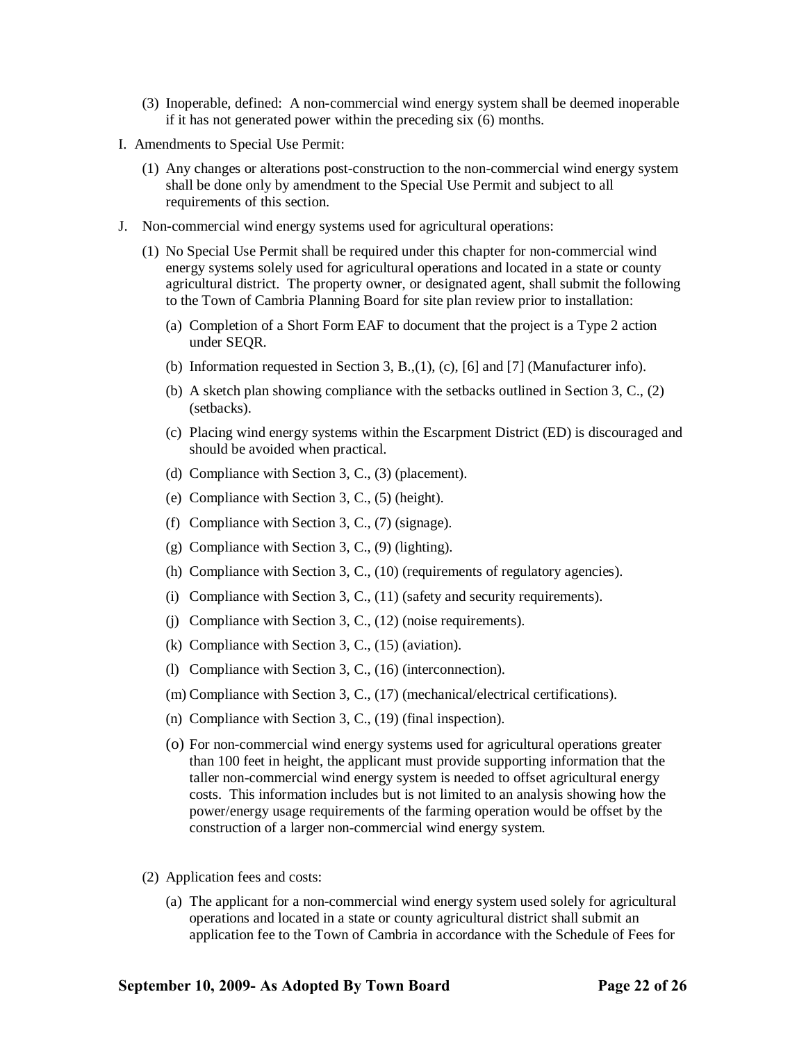(3) Inoperable, defined: A non-commercial wind energy system shall be deemed inoperable if it has not generated power within the preceding six (6) months.

I. Amendments to Special Use Permit:

(1) Any changes or alterations post-construction to the non-commercial wind energy system shall be done only by amendment to the Special Use Permit and subject to all requirements of this section.

J. Non-commercial wind energy systems used for agricultural operations:

(1) No Special Use Permit shall be required under this chapter for non-commercial wind energy systems solely used for agricultural operations and located in a state or county agricultural district. The property owner, or designated agent, shall submit the following to the Town of Cambria Planning Board for site plan review prior to installation:

(a) Completion of a Short Form EAF to document that the project is a Type 2 action under SEQR.

(b) Information requested in Section 3, B.,(1), (c), [6] and [7] (Manufacturer info).

(b) A sketch plan showing compliance with the setbacks outlined in Section 3, C., (2) (setbacks).

(c) Placing wind energy systems within the Escarpment District (ED) is discouraged and should be avoided when practical.

(d) Compliance with Section 3, C., (3) (placement).

(e) Compliance with Section 3, C., (5) (height).

(f) Compliance with Section 3, C., (7) (signage).

(g) Compliance with Section 3, C., (9) (lighting).

(h) Compliance with Section 3, C., (10) (requirements of regulatory agencies).

(i) Compliance with Section 3, C., (11) (safety and security requirements).

(j) Compliance with Section 3, C., (12) (noise requirements).

(k) Compliance with Section 3, C., (15) (aviation).

(l) Compliance with Section 3, C., (16) (interconnection).

(m) Compliance with Section 3, C., (17) (mechanical/electrical certifications).

(n) Compliance with Section 3, C., (19) (final inspection).

(o) For non-commercial wind energy systems used for agricultural operations greater than 100 feet in height, the applicant must provide supporting information that the taller non-commercial wind energy system is needed to offset agricultural energy costs. This information includes but is not limited to an analysis showing how the power/energy usage requirements of the farming operation would be offset by the construction of a larger non-commercial wind energy system.

(2) Application fees and costs:

(a) The applicant for a non-commercial wind energy system used solely for agricultural operations and located in a state or county agricultural district shall submit an application fee to the Town of Cambria in accordance with the Schedule of Fees for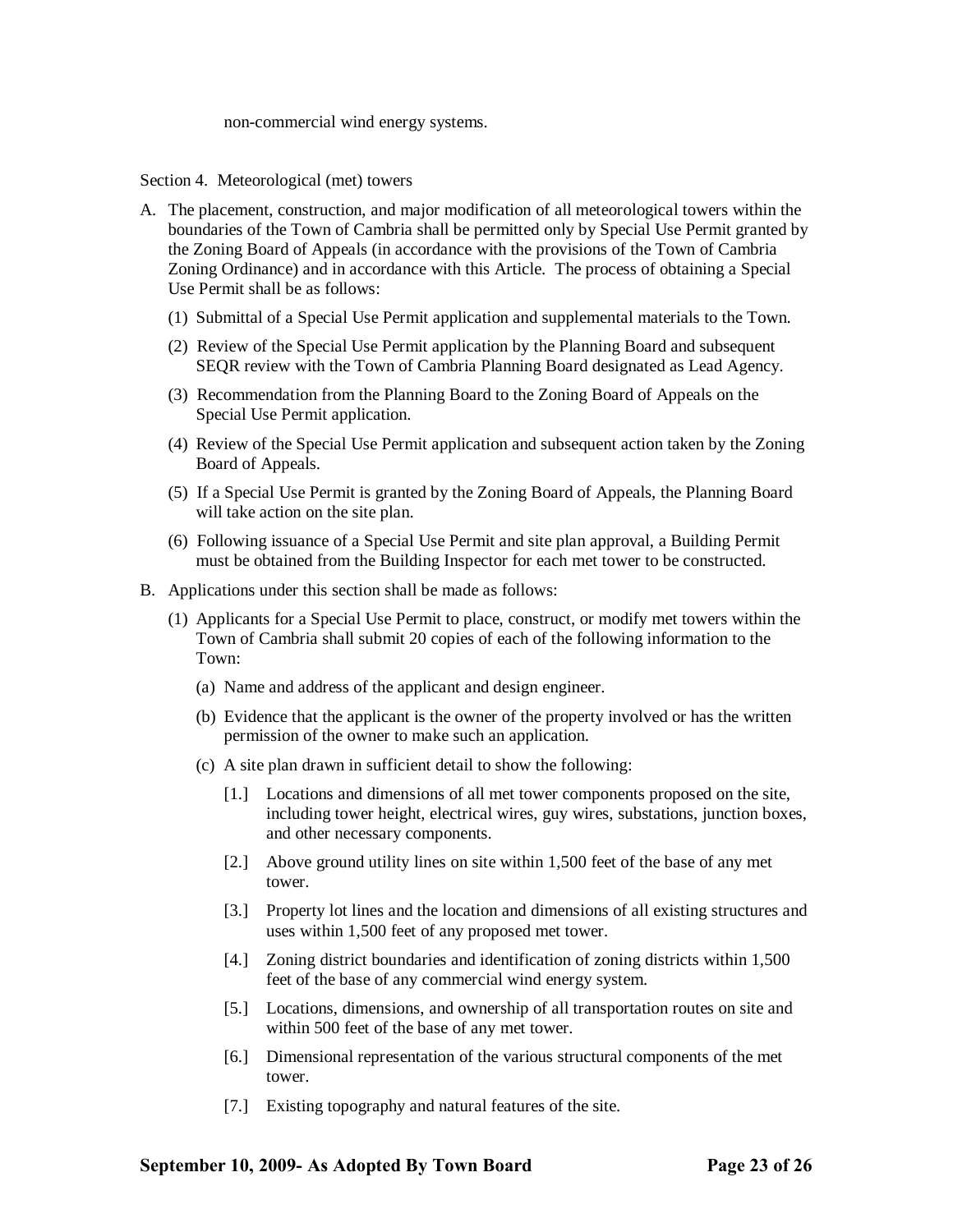non-commercial wind energy systems.

Section 4. Meteorological (met) towers

A. The placement, construction, and major modification of all meteorological towers within the boundaries of the Town of Cambria shall be permitted only by Special Use Permit granted by the Zoning Board of Appeals (in accordance with the provisions of the Town of Cambria Zoning Ordinance) and in accordance with this Article. The process of obtaining a Special Use Permit shall be as follows:

   (1) Submittal of a Special Use Permit application and supplemental materials to the Town.

   (2) Review of the Special Use Permit application by the Planning Board and subsequent SEQR review with the Town of Cambria Planning Board designated as Lead Agency.

   (3) Recommendation from the Planning Board to the Zoning Board of Appeals on the Special Use Permit application.

   (4) Review of the Special Use Permit application and subsequent action taken by the Zoning Board of Appeals.

   (5) If a Special Use Permit is granted by the Zoning Board of Appeals, the Planning Board will take action on the site plan.

   (6) Following issuance of a Special Use Permit and site plan approval, a Building Permit must be obtained from the Building Inspector for each met tower to be constructed.

B. Applications under this section shall be made as follows:

   (1) Applicants for a Special Use Permit to place, construct, or modify met towers within the Town of Cambria shall submit 20 copies of each of the following information to the Town:

      (a) Name and address of the applicant and design engineer.

      (b) Evidence that the applicant is the owner of the property involved or has the written permission of the owner to make such an application.

      (c) A site plan drawn in sufficient detail to show the following:

         [1.] Locations and dimensions of all met tower components proposed on the site, including tower height, electrical wires, guy wires, substations, junction boxes, and other necessary components.

         [2.] Above ground utility lines on site within 1,500 feet of the base of any met tower.

         [3.] Property lot lines and the location and dimensions of all existing structures and uses within 1,500 feet of any proposed met tower.

         [4.] Zoning district boundaries and identification of zoning districts within 1,500 feet of the base of any commercial wind energy system.

         [5.] Locations, dimensions, and ownership of all transportation routes on site and within 500 feet of the base of any met tower.

         [6.] Dimensional representation of the various structural components of the met tower.

         [7.] Existing topography and natural features of the site.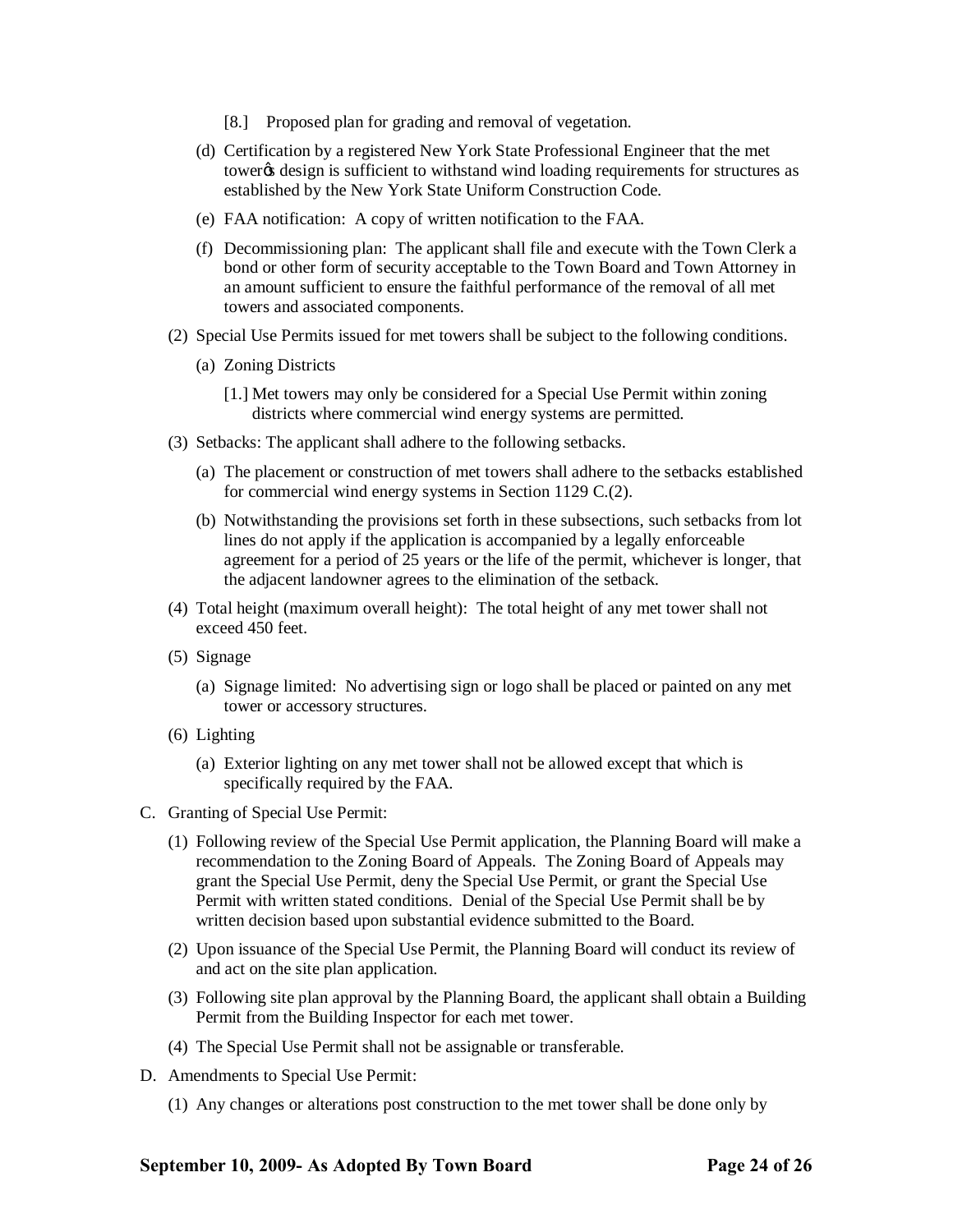[8.] Proposed plan for grading and removal of vegetation.

(d) Certification by a registered New York State Professional Engineer that the met tower's design is sufficient to withstand wind loading requirements for structures as established by the New York State Uniform Construction Code.

(e) FAA notification: A copy of written notification to the FAA.

(f) Decommissioning plan: The applicant shall file and execute with the Town Clerk a bond or other form of security acceptable to the Town Board and Town Attorney in an amount sufficient to ensure the faithful performance of the removal of all met towers and associated components.

(2) Special Use Permits issued for met towers shall be subject to the following conditions.

(a) Zoning Districts

[1.] Met towers may only be considered for a Special Use Permit within zoning districts where commercial wind energy systems are permitted.

(3) Setbacks: The applicant shall adhere to the following setbacks.

(a) The placement or construction of met towers shall adhere to the setbacks established for commercial wind energy systems in Section 1129 C.(2).

(b) Notwithstanding the provisions set forth in these subsections, such setbacks from lot lines do not apply if the application is accompanied by a legally enforceable agreement for a period of 25 years or the life of the permit, whichever is longer, that the adjacent landowner agrees to the elimination of the setback.

(4) Total height (maximum overall height): The total height of any met tower shall not exceed 450 feet.

(5) Signage

(a) Signage limited: No advertising sign or logo shall be placed or painted on any met tower or accessory structures.

(6) Lighting

(a) Exterior lighting on any met tower shall not be allowed except that which is specifically required by the FAA.

C. Granting of Special Use Permit:

(1) Following review of the Special Use Permit application, the Planning Board will make a recommendation to the Zoning Board of Appeals. The Zoning Board of Appeals may grant the Special Use Permit, deny the Special Use Permit, or grant the Special Use Permit with written stated conditions. Denial of the Special Use Permit shall be by written decision based upon substantial evidence submitted to the Board.

(2) Upon issuance of the Special Use Permit, the Planning Board will conduct its review of and act on the site plan application.

(3) Following site plan approval by the Planning Board, the applicant shall obtain a Building Permit from the Building Inspector for each met tower.

(4) The Special Use Permit shall not be assignable or transferable.

D. Amendments to Special Use Permit:

(1) Any changes or alterations post construction to the met tower shall be done only by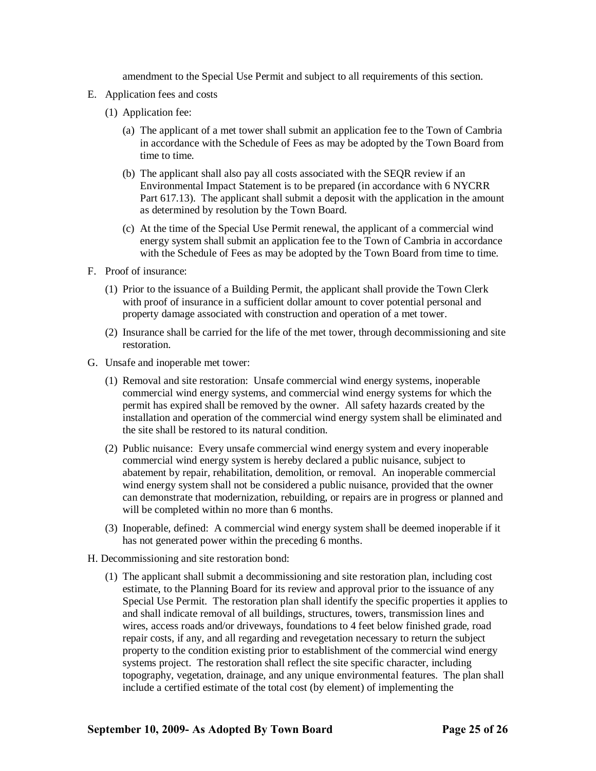amendment to the Special Use Permit and subject to all requirements of this section.

E. Application fees and costs

   (1) Application fee:

      (a) The applicant of a met tower shall submit an application fee to the Town of Cambria in accordance with the Schedule of Fees as may be adopted by the Town Board from time to time.

      (b) The applicant shall also pay all costs associated with the SEQR review if an Environmental Impact Statement is to be prepared (in accordance with 6 NYCRR Part 617.13). The applicant shall submit a deposit with the application in the amount as determined by resolution by the Town Board.

      (c) At the time of the Special Use Permit renewal, the applicant of a commercial wind energy system shall submit an application fee to the Town of Cambria in accordance with the Schedule of Fees as may be adopted by the Town Board from time to time.

F. Proof of insurance:

   (1) Prior to the issuance of a Building Permit, the applicant shall provide the Town Clerk with proof of insurance in a sufficient dollar amount to cover potential personal and property damage associated with construction and operation of a met tower.

   (2) Insurance shall be carried for the life of the met tower, through decommissioning and site restoration.

G. Unsafe and inoperable met tower:

   (1) Removal and site restoration: Unsafe commercial wind energy systems, inoperable commercial wind energy systems, and commercial wind energy systems for which the permit has expired shall be removed by the owner. All safety hazards created by the installation and operation of the commercial wind energy system shall be eliminated and the site shall be restored to its natural condition.

   (2) Public nuisance: Every unsafe commercial wind energy system and every inoperable commercial wind energy system is hereby declared a public nuisance, subject to abatement by repair, rehabilitation, demolition, or removal. An inoperable commercial wind energy system shall not be considered a public nuisance, provided that the owner can demonstrate that modernization, rebuilding, or repairs are in progress or planned and will be completed within no more than 6 months.

   (3) Inoperable, defined: A commercial wind energy system shall be deemed inoperable if it has not generated power within the preceding 6 months.

H. Decommissioning and site restoration bond:

   (1) The applicant shall submit a decommissioning and site restoration plan, including cost estimate, to the Planning Board for its review and approval prior to the issuance of any Special Use Permit. The restoration plan shall identify the specific properties it applies to and shall indicate removal of all buildings, structures, towers, transmission lines and wires, access roads and/or driveways, foundations to 4 feet below finished grade, road repair costs, if any, and all regarding and revegetation necessary to return the subject property to the condition existing prior to establishment of the commercial wind energy systems project. The restoration shall reflect the site specific character, including topography, vegetation, drainage, and any unique environmental features. The plan shall include a certified estimate of the total cost (by element) of implementing the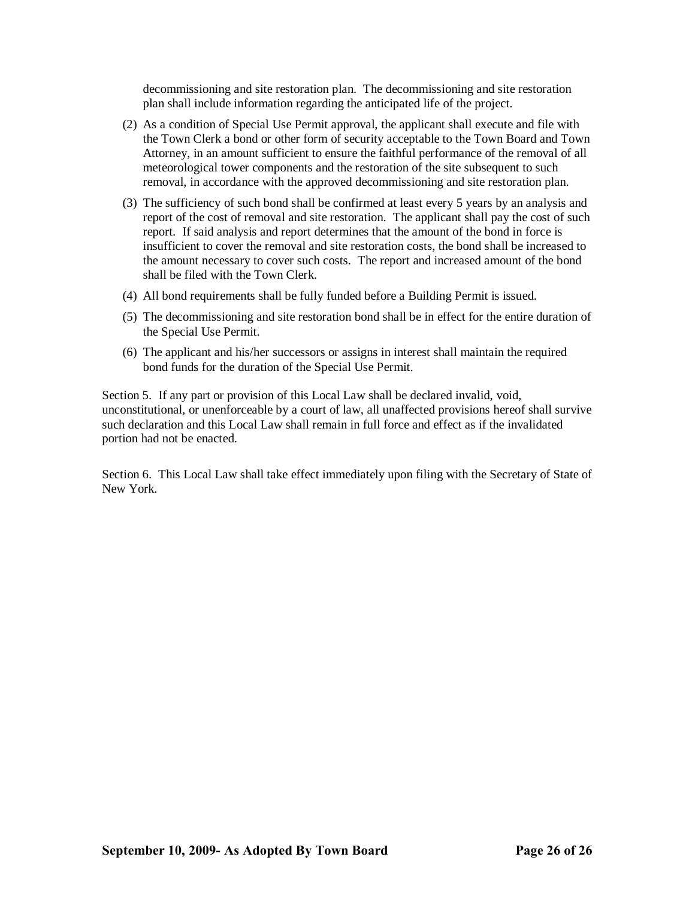decommissioning and site restoration plan. The decommissioning and site restoration plan shall include information regarding the anticipated life of the project.

(2) As a condition of Special Use Permit approval, the applicant shall execute and file with the Town Clerk a bond or other form of security acceptable to the Town Board and Town Attorney, in an amount sufficient to ensure the faithful performance of the removal of all meteorological tower components and the restoration of the site subsequent to such removal, in accordance with the approved decommissioning and site restoration plan.

(3) The sufficiency of such bond shall be confirmed at least every 5 years by an analysis and report of the cost of removal and site restoration. The applicant shall pay the cost of such report. If said analysis and report determines that the amount of the bond in force is insufficient to cover the removal and site restoration costs, the bond shall be increased to the amount necessary to cover such costs. The report and increased amount of the bond shall be filed with the Town Clerk.

(4) All bond requirements shall be fully funded before a Building Permit is issued.

(5) The decommissioning and site restoration bond shall be in effect for the entire duration of the Special Use Permit.

(6) The applicant and his/her successors or assigns in interest shall maintain the required bond funds for the duration of the Special Use Permit.

Section 5. If any part or provision of this Local Law shall be declared invalid, void, unconstitutional, or unenforceable by a court of law, all unaffected provisions hereof shall survive such declaration and this Local Law shall remain in full force and effect as if the invalidated portion had not be enacted.

Section 6. This Local Law shall take effect immediately upon filing with the Secretary of State of New York.